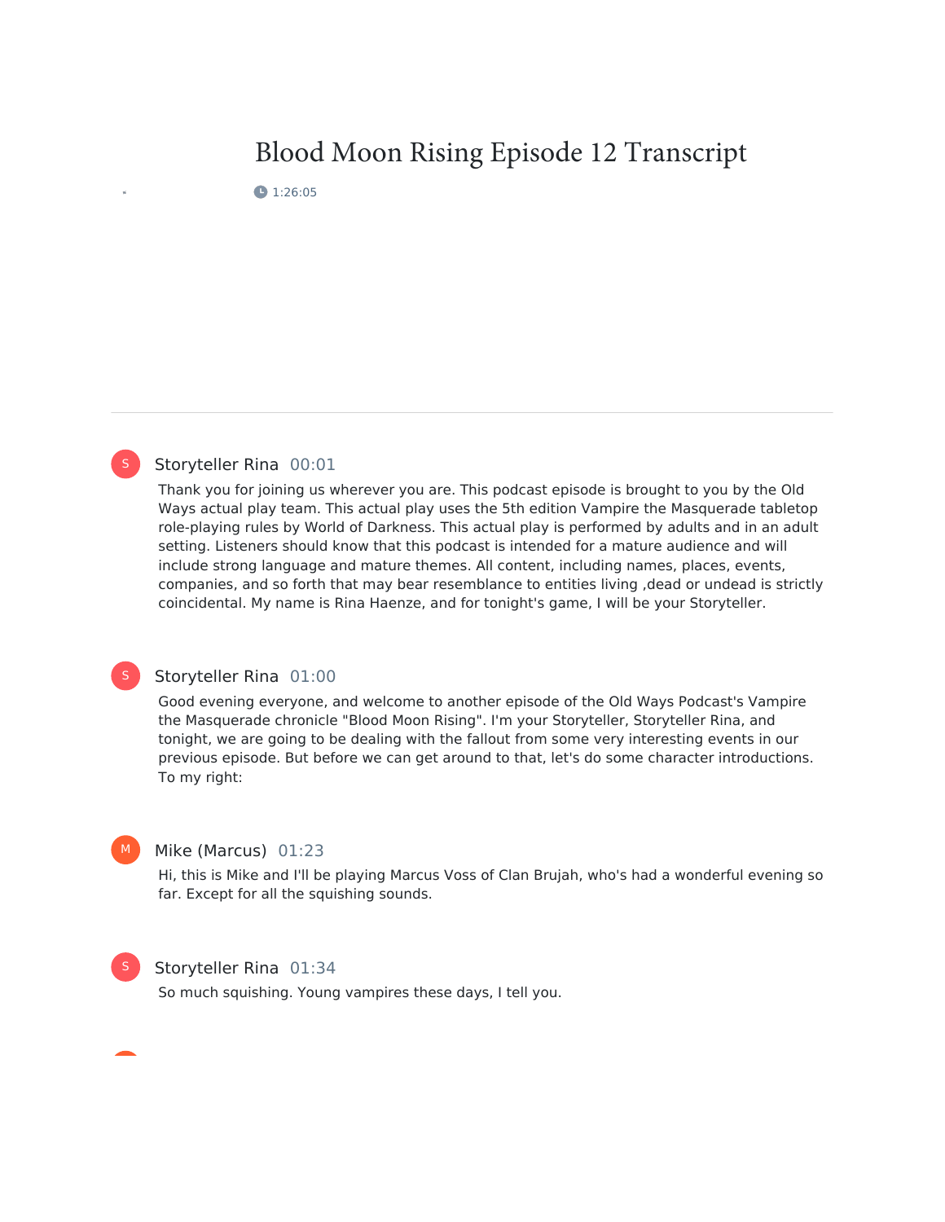# Blood Moon Rising Episode 12 Transcript

1:26:05

---

**Storyteller Rina** 00:01

Thank you for joining us wherever you are. This podcast episode is brought to you by the Old Ways actual play team. This actual play uses the 5th edition Vampire the Masquerade tabletop role-playing rules by World of Darkness. This actual play is performed by adults and in an adult setting. Listeners should know that this podcast is intended for a mature audience and will include strong language and mature themes. All content, including names, places, events, companies, and so forth that may bear resemblance to entities living ,dead or undead is strictly coincidental. My name is Rina Haenze, and for tonight's game, I will be your Storyteller.

**Storyteller Rina** 01:00

Good evening everyone, and welcome to another episode of the Old Ways Podcast's Vampire the Masquerade chronicle "Blood Moon Rising". I'm your Storyteller, Storyteller Rina, and tonight, we are going to be dealing with the fallout from some very interesting events in our previous episode. But before we can get around to that, let's do some character introductions. To my right:

**Mike (Marcus)** 01:23

Hi, this is Mike and I'll be playing Marcus Voss of Clan Brujah, who's had a wonderful evening so far. Except for all the squishing sounds.

**Storyteller Rina** 01:34

So much squishing. Young vampires these days, I tell you.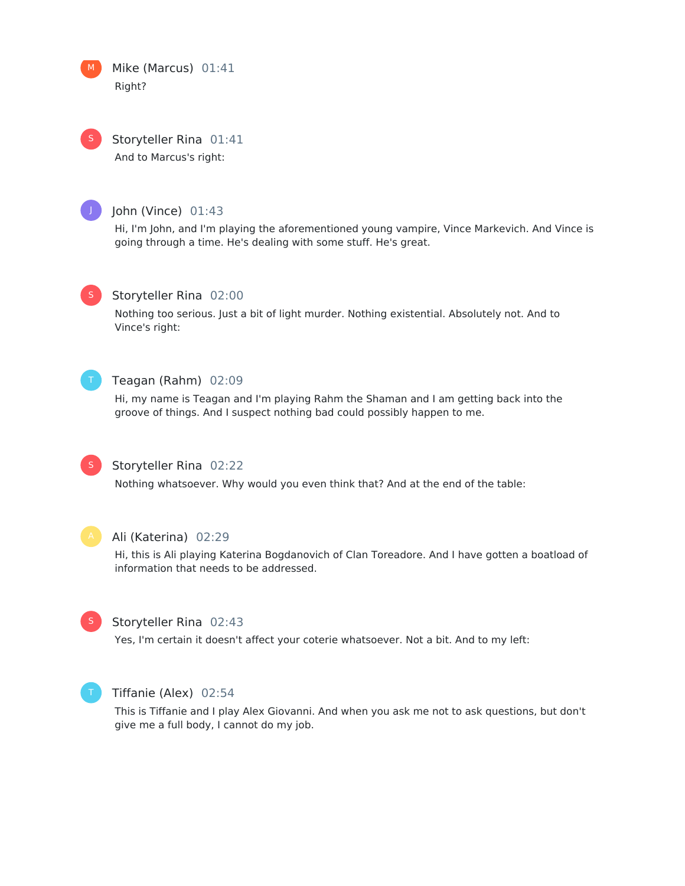**Mike (Marcus)** 01:41

Right?

**Storyteller Rina** 01:41

And to Marcus's right:

**John (Vince)** 01:43

Hi, I'm John, and I'm playing the aforementioned young vampire, Vince Markevich. And Vince is going through a time. He's dealing with some stuff. He's great.

**Storyteller Rina** 02:00

Nothing too serious. Just a bit of light murder. Nothing existential. Absolutely not. And to Vince's right:

**Teagan (Rahm)** 02:09

Hi, my name is Teagan and I'm playing Rahm the Shaman and I am getting back into the groove of things. And I suspect nothing bad could possibly happen to me.

**Storyteller Rina** 02:22

Nothing whatsoever. Why would you even think that? And at the end of the table:

**Ali (Katerina)** 02:29

Hi, this is Ali playing Katerina Bogdanovich of Clan Toreadore. And I have gotten a boatload of information that needs to be addressed.

**Storyteller Rina** 02:43

Yes, I'm certain it doesn't affect your coterie whatsoever. Not a bit. And to my left:

**Tiffanie (Alex)** 02:54

This is Tiffanie and I play Alex Giovanni. And when you ask me not to ask questions, but don't give me a full body, I cannot do my job.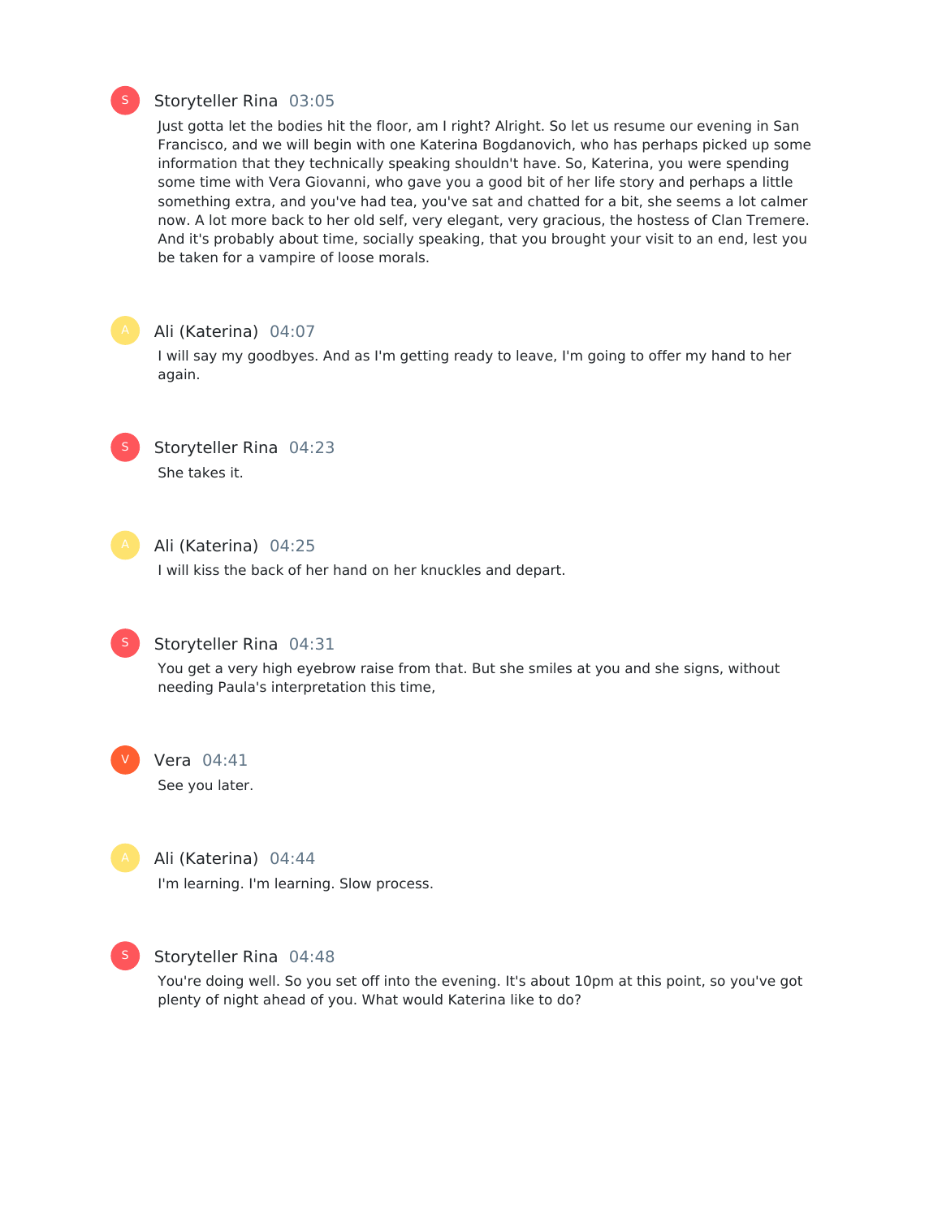**Storyteller Rina** 03:05

Just gotta let the bodies hit the floor, am I right? Alright. So let us resume our evening in San Francisco, and we will begin with one Katerina Bogdanovich, who has perhaps picked up some information that they technically speaking shouldn't have. So, Katerina, you were spending some time with Vera Giovanni, who gave you a good bit of her life story and perhaps a little something extra, and you've had tea, you've sat and chatted for a bit, she seems a lot calmer now. A lot more back to her old self, very elegant, very gracious, the hostess of Clan Tremere. And it's probably about time, socially speaking, that you brought your visit to an end, lest you be taken for a vampire of loose morals.

**Ali (Katerina)** 04:07

I will say my goodbyes. And as I'm getting ready to leave, I'm going to offer my hand to her again.

**Storyteller Rina** 04:23

She takes it.

**Ali (Katerina)** 04:25

I will kiss the back of her hand on her knuckles and depart.

**Storyteller Rina** 04:31

You get a very high eyebrow raise from that. But she smiles at you and she signs, without needing Paula's interpretation this time,

**Vera** 04:41

See you later.

**Ali (Katerina)** 04:44

I'm learning. I'm learning. Slow process.

**Storyteller Rina** 04:48

You're doing well. So you set off into the evening. It's about 10pm at this point, so you've got plenty of night ahead of you. What would Katerina like to do?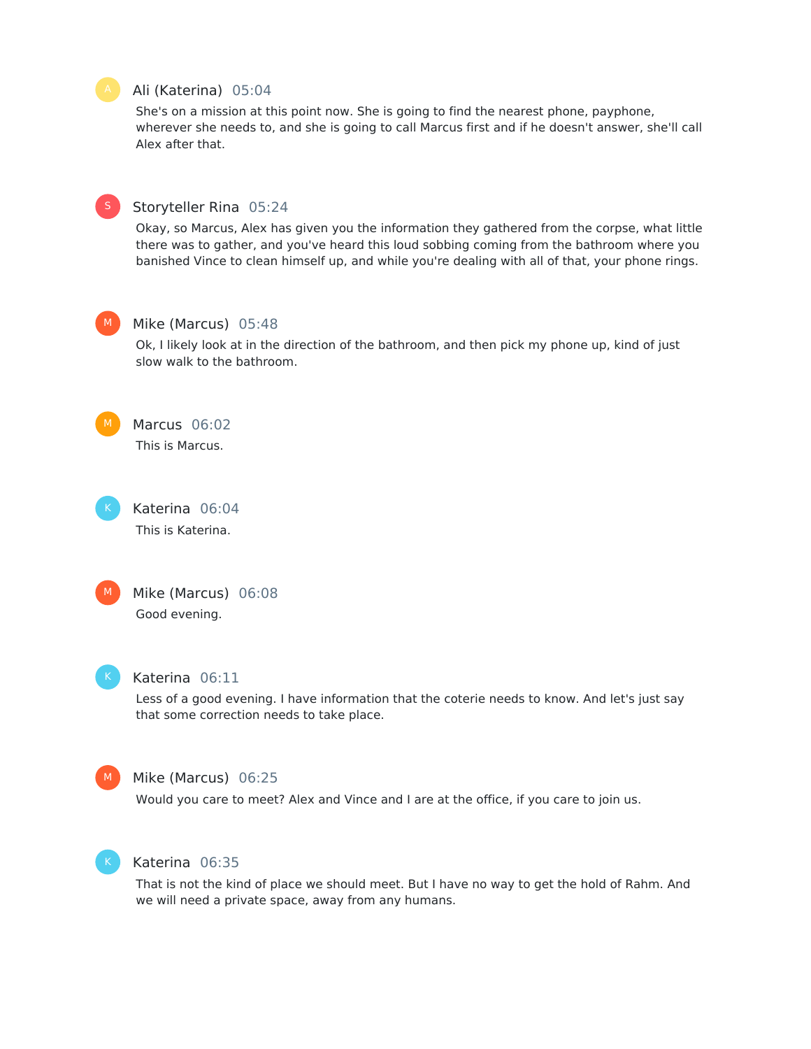**Ali (Katerina)** 05:04

She's on a mission at this point now. She is going to find the nearest phone, payphone, wherever she needs to, and she is going to call Marcus first and if he doesn't answer, she'll call Alex after that.

**Storyteller Rina** 05:24

Okay, so Marcus, Alex has given you the information they gathered from the corpse, what little there was to gather, and you've heard this loud sobbing coming from the bathroom where you banished Vince to clean himself up, and while you're dealing with all of that, your phone rings.

**Mike (Marcus)** 05:48

Ok, I likely look at in the direction of the bathroom, and then pick my phone up, kind of just slow walk to the bathroom.

**Marcus** 06:02

This is Marcus.

**Katerina** 06:04

This is Katerina.

**Mike (Marcus)** 06:08

Good evening.

**Katerina** 06:11

Less of a good evening. I have information that the coterie needs to know. And let's just say that some correction needs to take place.

**Mike (Marcus)** 06:25

Would you care to meet? Alex and Vince and I are at the office, if you care to join us.

**Katerina** 06:35

That is not the kind of place we should meet. But I have no way to get the hold of Rahm. And we will need a private space, away from any humans.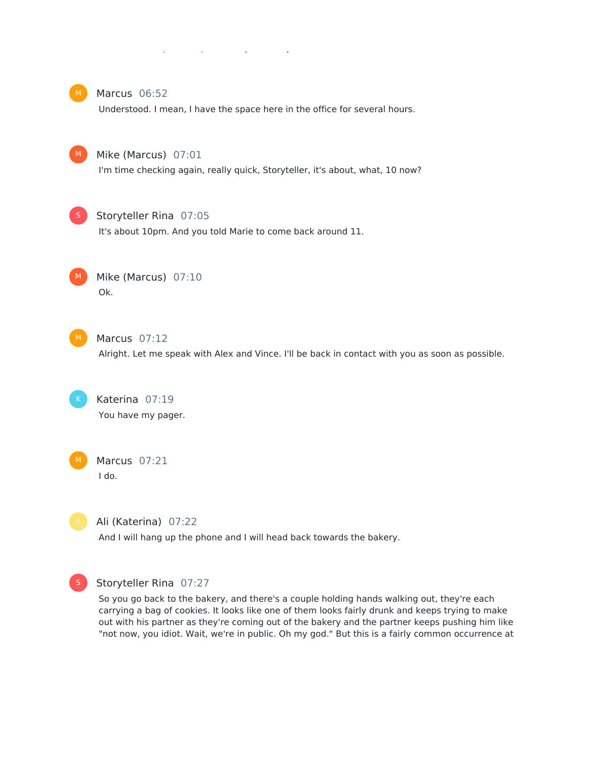**Marcus** 06:52

Understood. I mean, I have the space here in the office for several hours.

**Mike (Marcus)** 07:01

I'm time checking again, really quick, Storyteller, it's about, what, 10 now?

**Storyteller Rina** 07:05

It's about 10pm. And you told Marie to come back around 11.

**Mike (Marcus)** 07:10

Ok.

**Marcus** 07:12

Alright. Let me speak with Alex and Vince. I'll be back in contact with you as soon as possible.

**Katerina** 07:19

You have my pager.

**Marcus** 07:21

I do.

**Ali (Katerina)** 07:22

And I will hang up the phone and I will head back towards the bakery.

**Storyteller Rina** 07:27

So you go back to the bakery, and there's a couple holding hands walking out, they're each carrying a bag of cookies. It looks like one of them looks fairly drunk and keeps trying to make out with his partner as they're coming out of the bakery and the partner keeps pushing him like "not now, you idiot. Wait, we're in public. Oh my god." But this is a fairly common occurrence at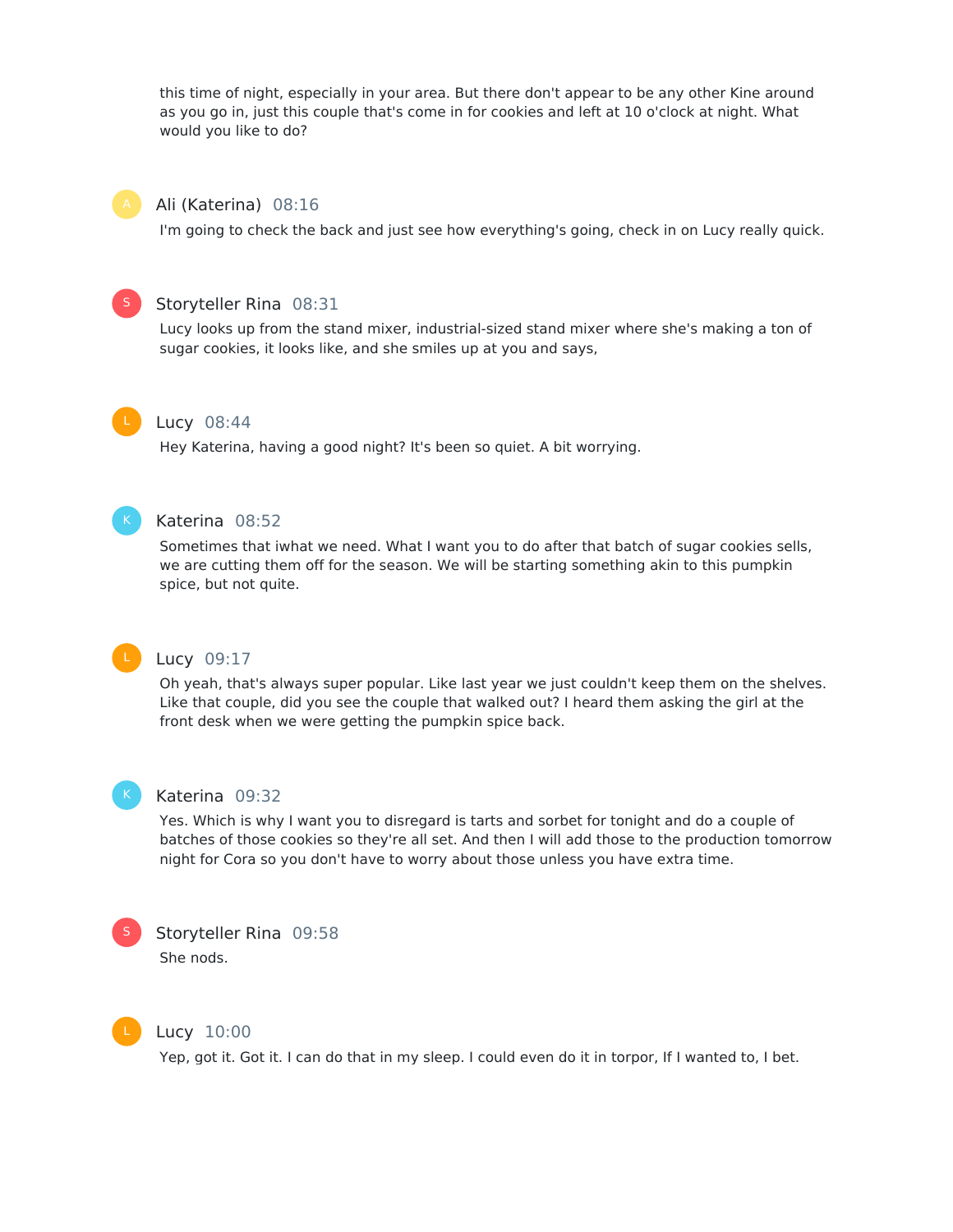this time of night, especially in your area. But there don't appear to be any other Kine around as you go in, just this couple that's come in for cookies and left at 10 o'clock at night. What would you like to do?

**Ali (Katerina)** 08:16

I'm going to check the back and just see how everything's going, check in on Lucy really quick.

**Storyteller Rina** 08:31

Lucy looks up from the stand mixer, industrial-sized stand mixer where she's making a ton of sugar cookies, it looks like, and she smiles up at you and says,

**Lucy** 08:44

Hey Katerina, having a good night? It's been so quiet. A bit worrying.

**Katerina** 08:52

Sometimes that iwhat we need. What I want you to do after that batch of sugar cookies sells, we are cutting them off for the season. We will be starting something akin to this pumpkin spice, but not quite.

**Lucy** 09:17

Oh yeah, that's always super popular. Like last year we just couldn't keep them on the shelves. Like that couple, did you see the couple that walked out? I heard them asking the girl at the front desk when we were getting the pumpkin spice back.

**Katerina** 09:32

Yes. Which is why I want you to disregard is tarts and sorbet for tonight and do a couple of batches of those cookies so they're all set. And then I will add those to the production tomorrow night for Cora so you don't have to worry about those unless you have extra time.

**Storyteller Rina** 09:58

She nods.

**Lucy** 10:00

Yep, got it. Got it. I can do that in my sleep. I could even do it in torpor, If I wanted to, I bet.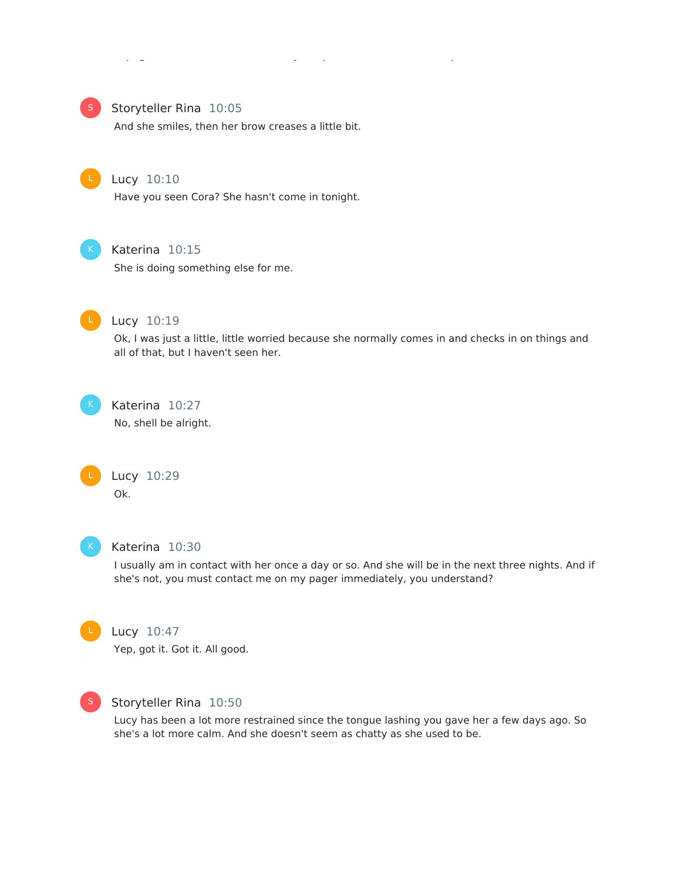**Storyteller Rina** 10:05

And she smiles, then her brow creases a little bit.

**Lucy** 10:10

Have you seen Cora? She hasn't come in tonight.

**Katerina** 10:15

She is doing something else for me.

**Lucy** 10:19

Ok, I was just a little, little worried because she normally comes in and checks in on things and all of that, but I haven't seen her.

**Katerina** 10:27

No, shell be alright.

**Lucy** 10:29

Ok.

**Katerina** 10:30

I usually am in contact with her once a day or so. And she will be in the next three nights. And if she's not, you must contact me on my pager immediately, you understand?

**Lucy** 10:47

Yep, got it. Got it. All good.

**Storyteller Rina** 10:50

Lucy has been a lot more restrained since the tongue lashing you gave her a few days ago. So she's a lot more calm. And she doesn't seem as chatty as she used to be.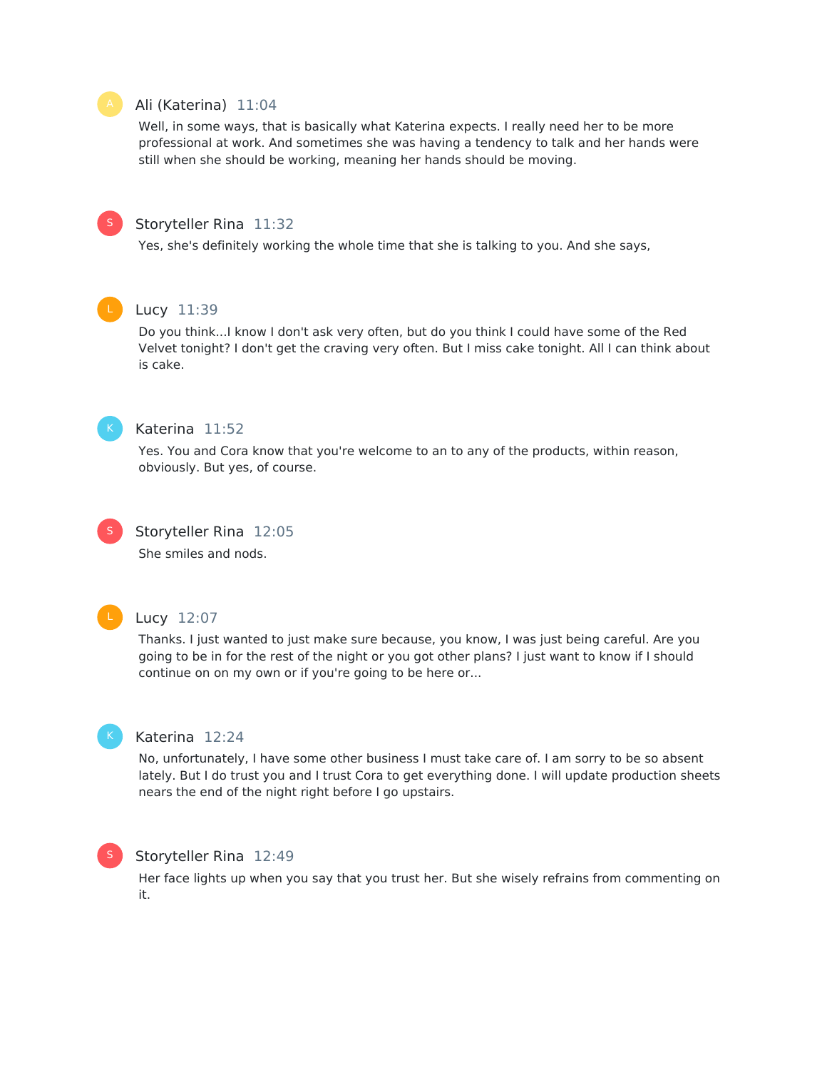**Ali (Katerina)** 11:04

Well, in some ways, that is basically what Katerina expects. I really need her to be more professional at work. And sometimes she was having a tendency to talk and her hands were still when she should be working, meaning her hands should be moving.

**Storyteller Rina** 11:32

Yes, she's definitely working the whole time that she is talking to you. And she says,

**Lucy** 11:39

Do you think...I know I don't ask very often, but do you think I could have some of the Red Velvet tonight? I don't get the craving very often. But I miss cake tonight. All I can think about is cake.

**Katerina** 11:52

Yes. You and Cora know that you're welcome to an to any of the products, within reason, obviously. But yes, of course.

**Storyteller Rina** 12:05

She smiles and nods.

**Lucy** 12:07

Thanks. I just wanted to just make sure because, you know, I was just being careful. Are you going to be in for the rest of the night or you got other plans? I just want to know if I should continue on on my own or if you're going to be here or...

**Katerina** 12:24

No, unfortunately, I have some other business I must take care of. I am sorry to be so absent lately. But I do trust you and I trust Cora to get everything done. I will update production sheets nears the end of the night right before I go upstairs.

**Storyteller Rina** 12:49

Her face lights up when you say that you trust her. But she wisely refrains from commenting on it.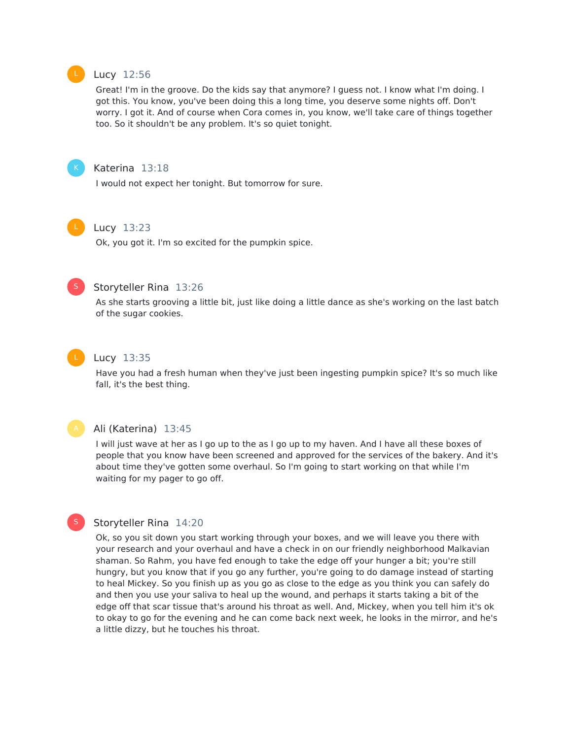**Lucy** 12:56

Great! I'm in the groove. Do the kids say that anymore? I guess not. I know what I'm doing. I got this. You know, you've been doing this a long time, you deserve some nights off. Don't worry. I got it. And of course when Cora comes in, you know, we'll take care of things together too. So it shouldn't be any problem. It's so quiet tonight.

**Katerina** 13:18

I would not expect her tonight. But tomorrow for sure.

**Lucy** 13:23

Ok, you got it. I'm so excited for the pumpkin spice.

**Storyteller Rina** 13:26

As she starts grooving a little bit, just like doing a little dance as she's working on the last batch of the sugar cookies.

**Lucy** 13:35

Have you had a fresh human when they've just been ingesting pumpkin spice? It's so much like fall, it's the best thing.

**Ali (Katerina)** 13:45

I will just wave at her as I go up to the as I go up to my haven. And I have all these boxes of people that you know have been screened and approved for the services of the bakery. And it's about time they've gotten some overhaul. So I'm going to start working on that while I'm waiting for my pager to go off.

**Storyteller Rina** 14:20

Ok, so you sit down you start working through your boxes, and we will leave you there with your research and your overhaul and have a check in on our friendly neighborhood Malkavian shaman. So Rahm, you have fed enough to take the edge off your hunger a bit; you're still hungry, but you know that if you go any further, you're going to do damage instead of starting to heal Mickey. So you finish up as you go as close to the edge as you think you can safely do and then you use your saliva to heal up the wound, and perhaps it starts taking a bit of the edge off that scar tissue that's around his throat as well. And, Mickey, when you tell him it's ok to okay to go for the evening and he can come back next week, he looks in the mirror, and he's a little dizzy, but he touches his throat.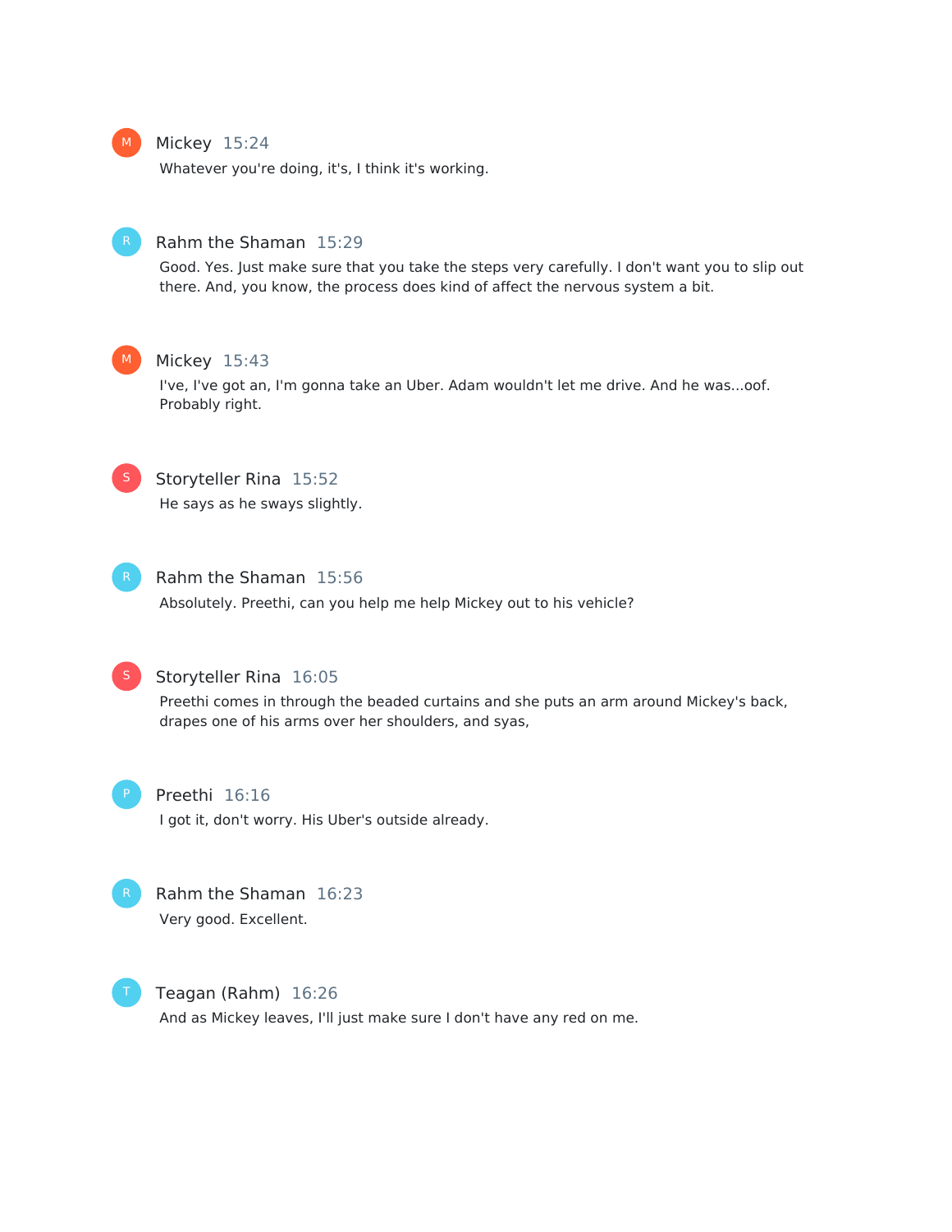**Mickey** 15:24

Whatever you're doing, it's, I think it's working.

**Rahm the Shaman** 15:29

Good. Yes. Just make sure that you take the steps very carefully. I don't want you to slip out there. And, you know, the process does kind of affect the nervous system a bit.

**Mickey** 15:43

I've, I've got an, I'm gonna take an Uber. Adam wouldn't let me drive. And he was...oof. Probably right.

**Storyteller Rina** 15:52

He says as he sways slightly.

**Rahm the Shaman** 15:56

Absolutely. Preethi, can you help me help Mickey out to his vehicle?

**Storyteller Rina** 16:05

Preethi comes in through the beaded curtains and she puts an arm around Mickey's back, drapes one of his arms over her shoulders, and syas,

**Preethi** 16:16

I got it, don't worry. His Uber's outside already.

**Rahm the Shaman** 16:23

Very good. Excellent.

**Teagan (Rahm)** 16:26

And as Mickey leaves, I'll just make sure I don't have any red on me.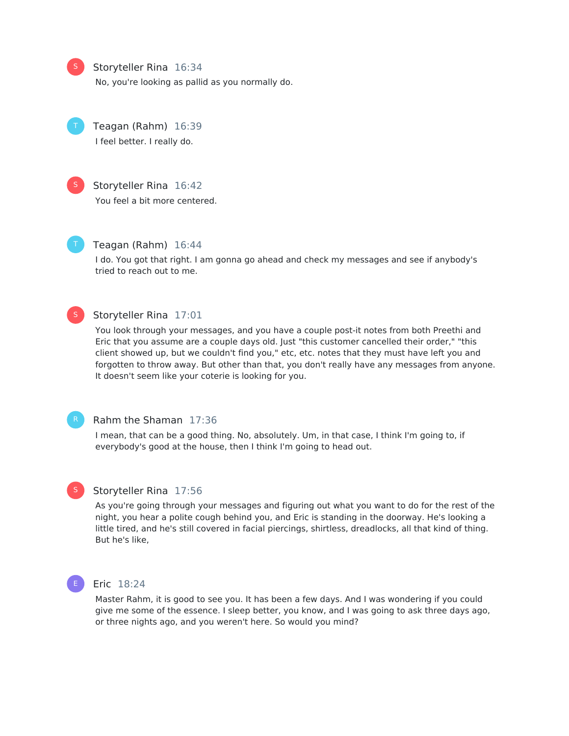**Storyteller Rina** 16:34

No, you're looking as pallid as you normally do.

**Teagan (Rahm)** 16:39

I feel better. I really do.

**Storyteller Rina** 16:42

You feel a bit more centered.

**Teagan (Rahm)** 16:44

I do. You got that right. I am gonna go ahead and check my messages and see if anybody's tried to reach out to me.

**Storyteller Rina** 17:01

You look through your messages, and you have a couple post-it notes from both Preethi and Eric that you assume are a couple days old. Just "this customer cancelled their order," "this client showed up, but we couldn't find you," etc, etc. notes that they must have left you and forgotten to throw away. But other than that, you don't really have any messages from anyone. It doesn't seem like your coterie is looking for you.

**Rahm the Shaman** 17:36

I mean, that can be a good thing. No, absolutely. Um, in that case, I think I'm going to, if everybody's good at the house, then I think I'm going to head out.

**Storyteller Rina** 17:56

As you're going through your messages and figuring out what you want to do for the rest of the night, you hear a polite cough behind you, and Eric is standing in the doorway. He's looking a little tired, and he's still covered in facial piercings, shirtless, dreadlocks, all that kind of thing. But he's like,

**Eric** 18:24

Master Rahm, it is good to see you. It has been a few days. And I was wondering if you could give me some of the essence. I sleep better, you know, and I was going to ask three days ago, or three nights ago, and you weren't here. So would you mind?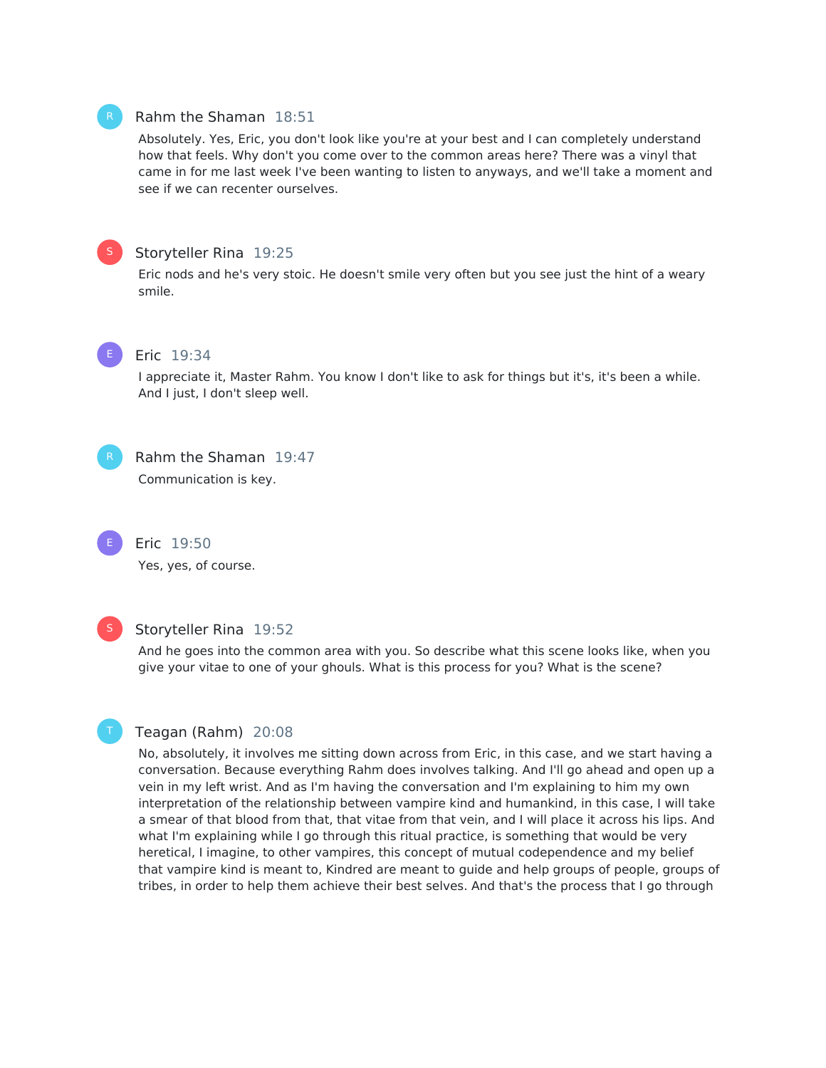**Rahm the Shaman** 18:51

Absolutely. Yes, Eric, you don't look like you're at your best and I can completely understand how that feels. Why don't you come over to the common areas here? There was a vinyl that came in for me last week I've been wanting to listen to anyways, and we'll take a moment and see if we can recenter ourselves.

**Storyteller Rina** 19:25

Eric nods and he's very stoic. He doesn't smile very often but you see just the hint of a weary smile.

**Eric** 19:34

I appreciate it, Master Rahm. You know I don't like to ask for things but it's, it's been a while. And I just, I don't sleep well.

**Rahm the Shaman** 19:47

Communication is key.

**Eric** 19:50

Yes, yes, of course.

**Storyteller Rina** 19:52

And he goes into the common area with you. So describe what this scene looks like, when you give your vitae to one of your ghouls. What is this process for you? What is the scene?

**Teagan (Rahm)** 20:08

No, absolutely, it involves me sitting down across from Eric, in this case, and we start having a conversation. Because everything Rahm does involves talking. And I'll go ahead and open up a vein in my left wrist. And as I'm having the conversation and I'm explaining to him my own interpretation of the relationship between vampire kind and humankind, in this case, I will take a smear of that blood from that, that vitae from that vein, and I will place it across his lips. And what I'm explaining while I go through this ritual practice, is something that would be very heretical, I imagine, to other vampires, this concept of mutual codependence and my belief that vampire kind is meant to, Kindred are meant to guide and help groups of people, groups of tribes, in order to help them achieve their best selves. And that's the process that I go through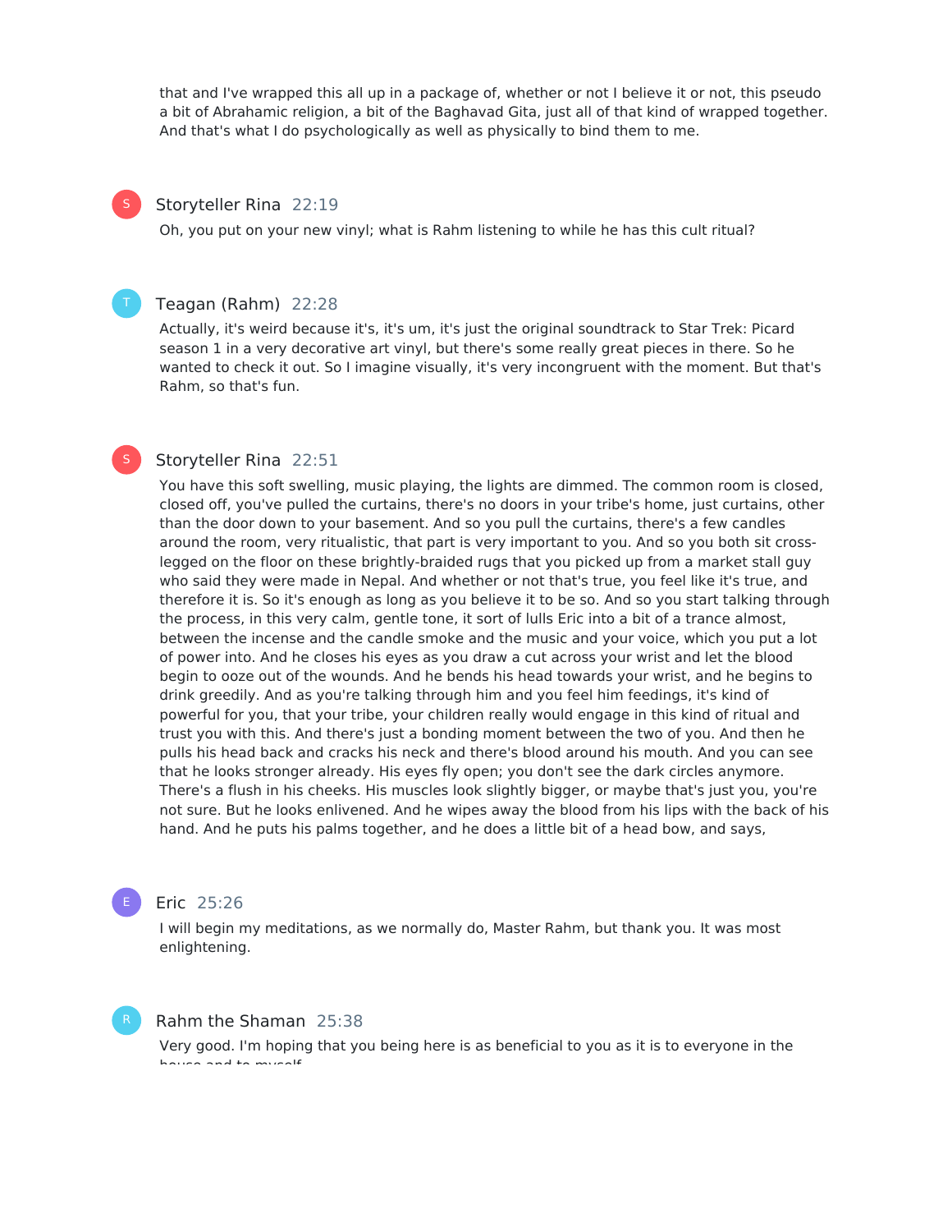that and I've wrapped this all up in a package of, whether or not I believe it or not, this pseudo a bit of Abrahamic religion, a bit of the Baghavad Gita, just all of that kind of wrapped together. And that's what I do psychologically as well as physically to bind them to me.

**Storyteller Rina** 22:19

Oh, you put on your new vinyl; what is Rahm listening to while he has this cult ritual?

**Teagan (Rahm)** 22:28

Actually, it's weird because it's, it's um, it's just the original soundtrack to Star Trek: Picard season 1 in a very decorative art vinyl, but there's some really great pieces in there. So he wanted to check it out. So I imagine visually, it's very incongruent with the moment. But that's Rahm, so that's fun.

**Storyteller Rina** 22:51

You have this soft swelling, music playing, the lights are dimmed. The common room is closed, closed off, you've pulled the curtains, there's no doors in your tribe's home, just curtains, other than the door down to your basement. And so you pull the curtains, there's a few candles around the room, very ritualistic, that part is very important to you. And so you both sit cross-legged on the floor on these brightly-braided rugs that you picked up from a market stall guy who said they were made in Nepal. And whether or not that's true, you feel like it's true, and therefore it is. So it's enough as long as you believe it to be so. And so you start talking through the process, in this very calm, gentle tone, it sort of lulls Eric into a bit of a trance almost, between the incense and the candle smoke and the music and your voice, which you put a lot of power into. And he closes his eyes as you draw a cut across your wrist and let the blood begin to ooze out of the wounds. And he bends his head towards your wrist, and he begins to drink greedily. And as you're talking through him and you feel him feedings, it's kind of powerful for you, that your tribe, your children really would engage in this kind of ritual and trust you with this. And there's just a bonding moment between the two of you. And then he pulls his head back and cracks his neck and there's blood around his mouth. And you can see that he looks stronger already. His eyes fly open; you don't see the dark circles anymore. There's a flush in his cheeks. His muscles look slightly bigger, or maybe that's just you, you're not sure. But he looks enlivened. And he wipes away the blood from his lips with the back of his hand. And he puts his palms together, and he does a little bit of a head bow, and says,

**Eric** 25:26

I will begin my meditations, as we normally do, Master Rahm, but thank you. It was most enlightening.

**Rahm the Shaman** 25:38

Very good. I'm hoping that you being here is as beneficial to you as it is to everyone in the house and to myself.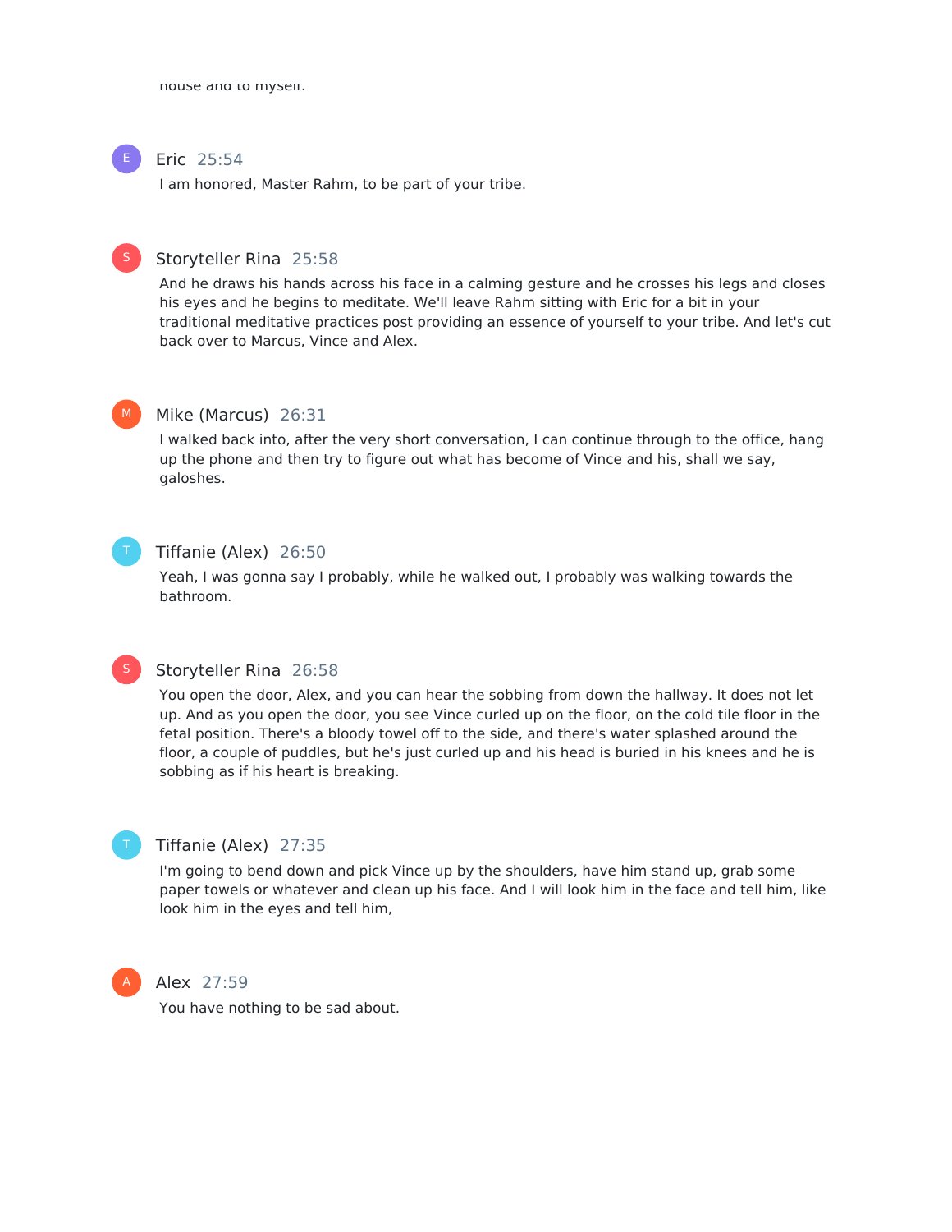house and to myself.

**Eric** 25:54

I am honored, Master Rahm, to be part of your tribe.

**Storyteller Rina** 25:58

And he draws his hands across his face in a calming gesture and he crosses his legs and closes his eyes and he begins to meditate. We'll leave Rahm sitting with Eric for a bit in your traditional meditative practices post providing an essence of yourself to your tribe. And let's cut back over to Marcus, Vince and Alex.

**Mike (Marcus)** 26:31

I walked back into, after the very short conversation, I can continue through to the office, hang up the phone and then try to figure out what has become of Vince and his, shall we say, galoshes.

**Tiffanie (Alex)** 26:50

Yeah, I was gonna say I probably, while he walked out, I probably was walking towards the bathroom.

**Storyteller Rina** 26:58

You open the door, Alex, and you can hear the sobbing from down the hallway. It does not let up. And as you open the door, you see Vince curled up on the floor, on the cold tile floor in the fetal position. There's a bloody towel off to the side, and there's water splashed around the floor, a couple of puddles, but he's just curled up and his head is buried in his knees and he is sobbing as if his heart is breaking.

**Tiffanie (Alex)** 27:35

I'm going to bend down and pick Vince up by the shoulders, have him stand up, grab some paper towels or whatever and clean up his face. And I will look him in the face and tell him, like look him in the eyes and tell him,

**Alex** 27:59

You have nothing to be sad about.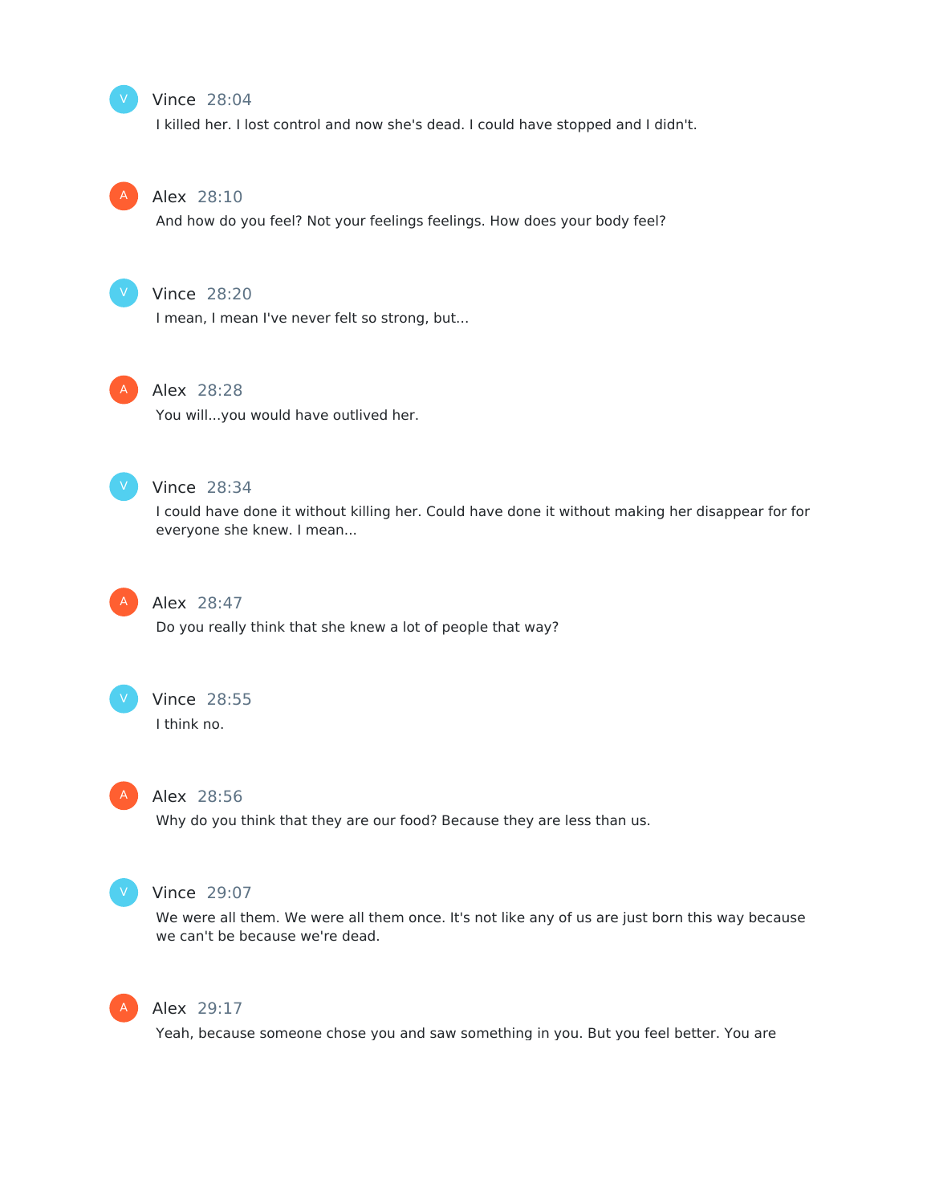Vince 28:04
I killed her. I lost control and now she's dead. I could have stopped and I didn't.

Alex 28:10
And how do you feel? Not your feelings feelings. How does your body feel?

Vince 28:20
I mean, I mean I've never felt so strong, but...

Alex 28:28
You will...you would have outlived her.

Vince 28:34
I could have done it without killing her. Could have done it without making her disappear for for everyone she knew. I mean...

Alex 28:47
Do you really think that she knew a lot of people that way?

Vince 28:55
I think no.

Alex 28:56
Why do you think that they are our food? Because they are less than us.

Vince 29:07
We were all them. We were all them once. It's not like any of us are just born this way because we can't be because we're dead.

Alex 29:17
Yeah, because someone chose you and saw something in you. But you feel better. You are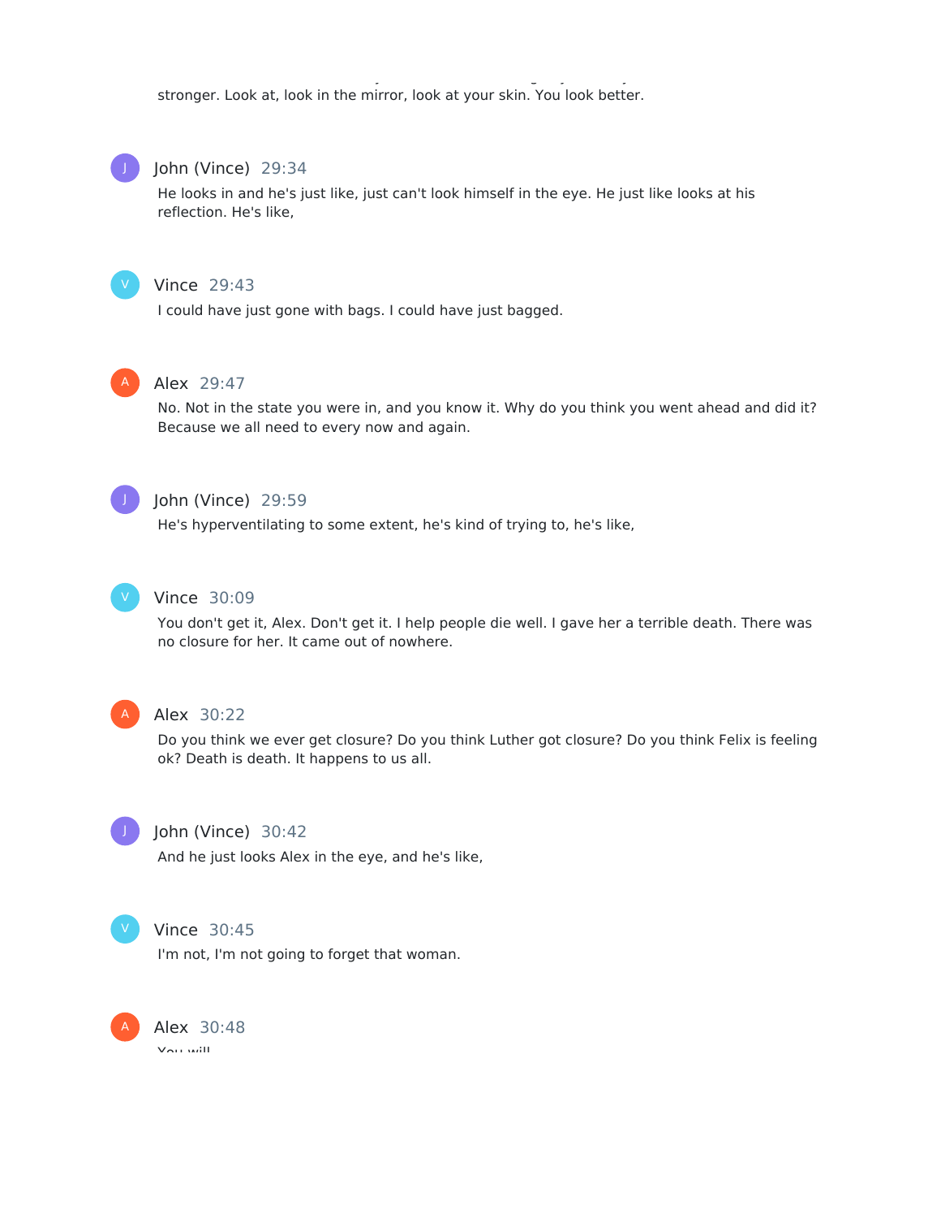stronger. Look at, look in the mirror, look at your skin. You look better.

**John (Vince)** 29:34

He looks in and he's just like, just can't look himself in the eye. He just like looks at his reflection. He's like,

**Vince** 29:43

I could have just gone with bags. I could have just bagged.

**Alex** 29:47

No. Not in the state you were in, and you know it. Why do you think you went ahead and did it? Because we all need to every now and again.

**John (Vince)** 29:59

He's hyperventilating to some extent, he's kind of trying to, he's like,

**Vince** 30:09

You don't get it, Alex. Don't get it. I help people die well. I gave her a terrible death. There was no closure for her. It came out of nowhere.

**Alex** 30:22

Do you think we ever get closure? Do you think Luther got closure? Do you think Felix is feeling ok? Death is death. It happens to us all.

**John (Vince)** 30:42

And he just looks Alex in the eye, and he's like,

**Vince** 30:45

I'm not, I'm not going to forget that woman.

**Alex** 30:48

You will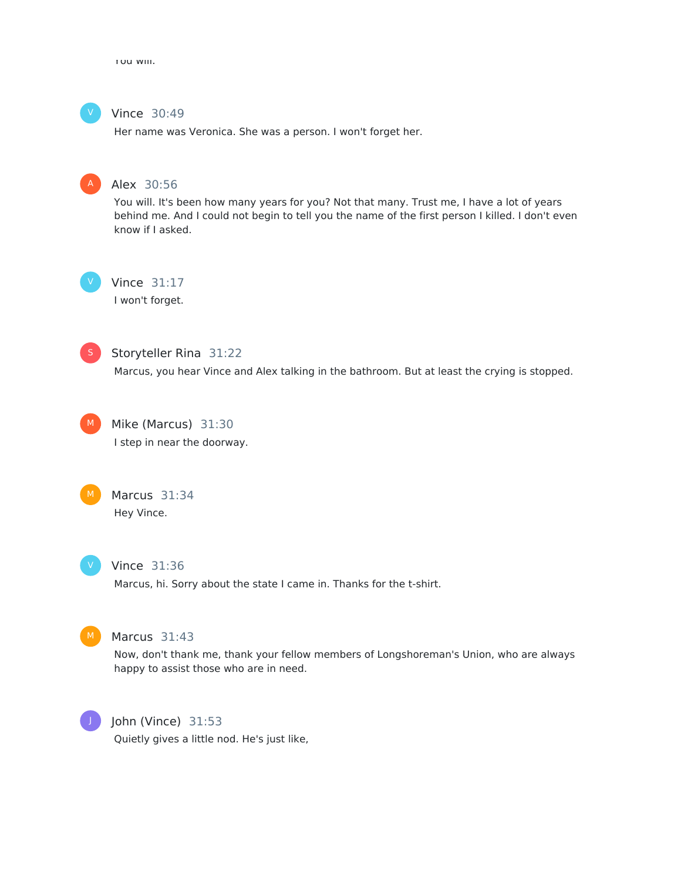You will.

**Vince** 30:49

Her name was Veronica. She was a person. I won't forget her.

**Alex** 30:56

You will. It's been how many years for you? Not that many. Trust me, I have a lot of years behind me. And I could not begin to tell you the name of the first person I killed. I don't even know if I asked.

**Vince** 31:17

I won't forget.

**Storyteller Rina** 31:22

Marcus, you hear Vince and Alex talking in the bathroom. But at least the crying is stopped.

**Mike (Marcus)** 31:30

I step in near the doorway.

**Marcus** 31:34

Hey Vince.

**Vince** 31:36

Marcus, hi. Sorry about the state I came in. Thanks for the t-shirt.

**Marcus** 31:43

Now, don't thank me, thank your fellow members of Longshoreman's Union, who are always happy to assist those who are in need.

**John (Vince)** 31:53

Quietly gives a little nod. He's just like,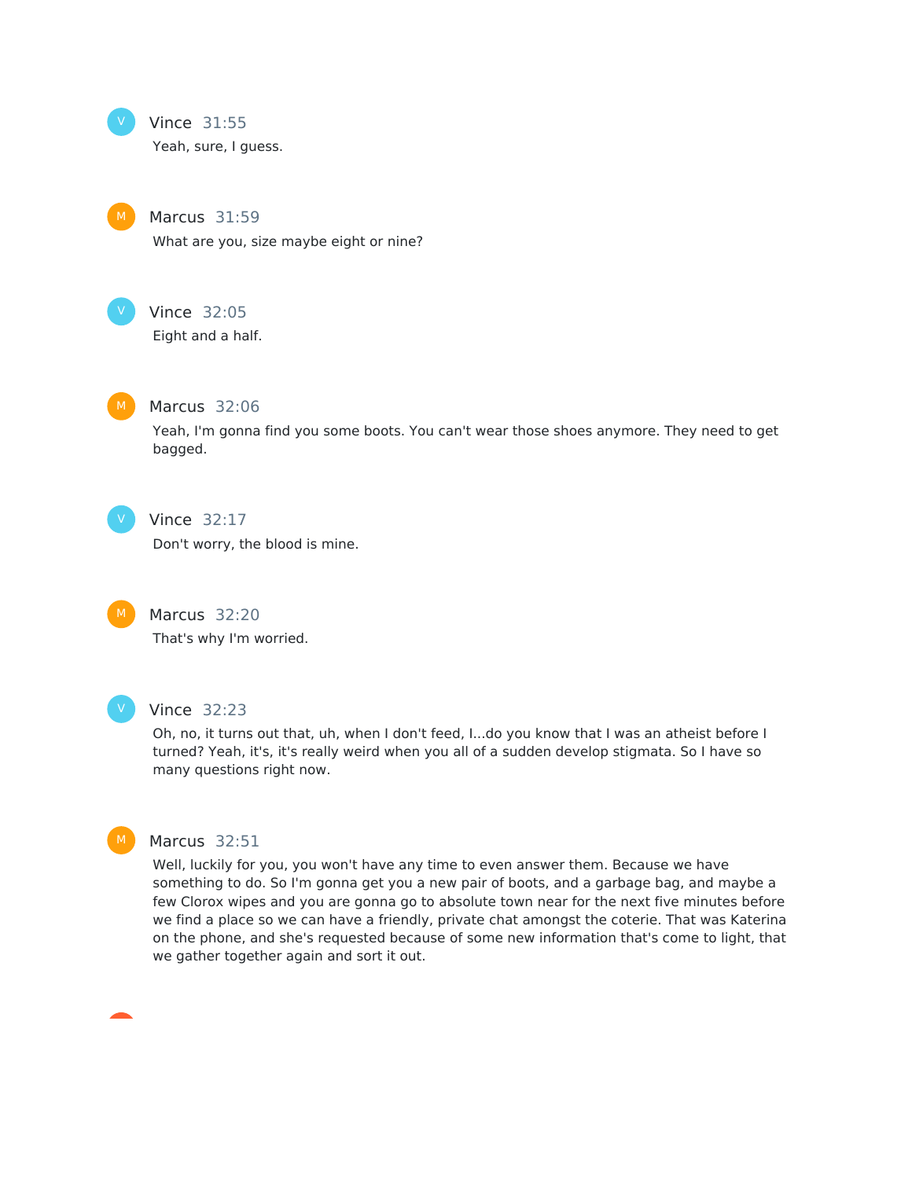**Vince** 31:55

Yeah, sure, I guess.

**Marcus** 31:59

What are you, size maybe eight or nine?

**Vince** 32:05

Eight and a half.

**Marcus** 32:06

Yeah, I'm gonna find you some boots. You can't wear those shoes anymore. They need to get bagged.

**Vince** 32:17

Don't worry, the blood is mine.

**Marcus** 32:20

That's why I'm worried.

**Vince** 32:23

Oh, no, it turns out that, uh, when I don't feed, I...do you know that I was an atheist before I turned? Yeah, it's, it's really weird when you all of a sudden develop stigmata. So I have so many questions right now.

**Marcus** 32:51

Well, luckily for you, you won't have any time to even answer them. Because we have something to do. So I'm gonna get you a new pair of boots, and a garbage bag, and maybe a few Clorox wipes and you are gonna go to absolute town near for the next five minutes before we find a place so we can have a friendly, private chat amongst the coterie. That was Katerina on the phone, and she's requested because of some new information that's come to light, that we gather together again and sort it out.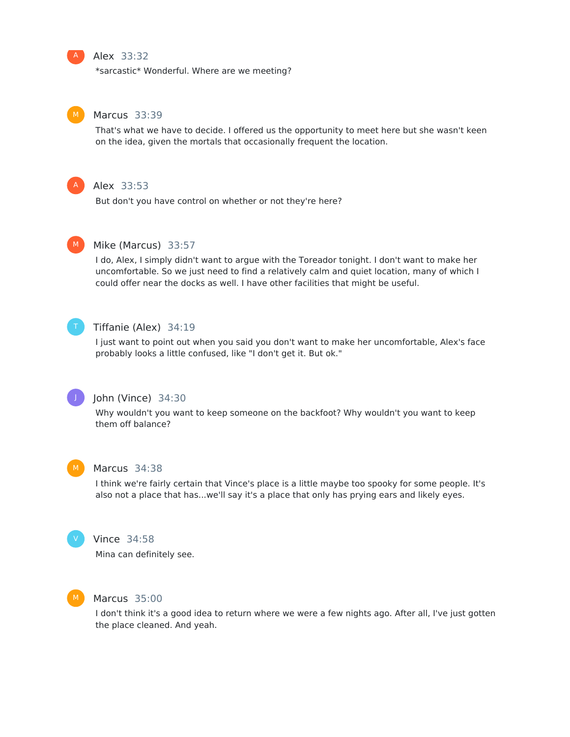**Alex** 33:32

*sarcastic* Wonderful. Where are we meeting?

**Marcus** 33:39

That's what we have to decide. I offered us the opportunity to meet here but she wasn't keen on the idea, given the mortals that occasionally frequent the location.

**Alex** 33:53

But don't you have control on whether or not they're here?

**Mike (Marcus)** 33:57

I do, Alex, I simply didn't want to argue with the Toreador tonight. I don't want to make her uncomfortable. So we just need to find a relatively calm and quiet location, many of which I could offer near the docks as well. I have other facilities that might be useful.

**Tiffanie (Alex)** 34:19

I just want to point out when you said you don't want to make her uncomfortable, Alex's face probably looks a little confused, like "I don't get it. But ok."

**John (Vince)** 34:30

Why wouldn't you want to keep someone on the backfoot? Why wouldn't you want to keep them off balance?

**Marcus** 34:38

I think we're fairly certain that Vince's place is a little maybe too spooky for some people. It's also not a place that has...we'll say it's a place that only has prying ears and likely eyes.

**Vince** 34:58

Mina can definitely see.

**Marcus** 35:00

I don't think it's a good idea to return where we were a few nights ago. After all, I've just gotten the place cleaned. And yeah.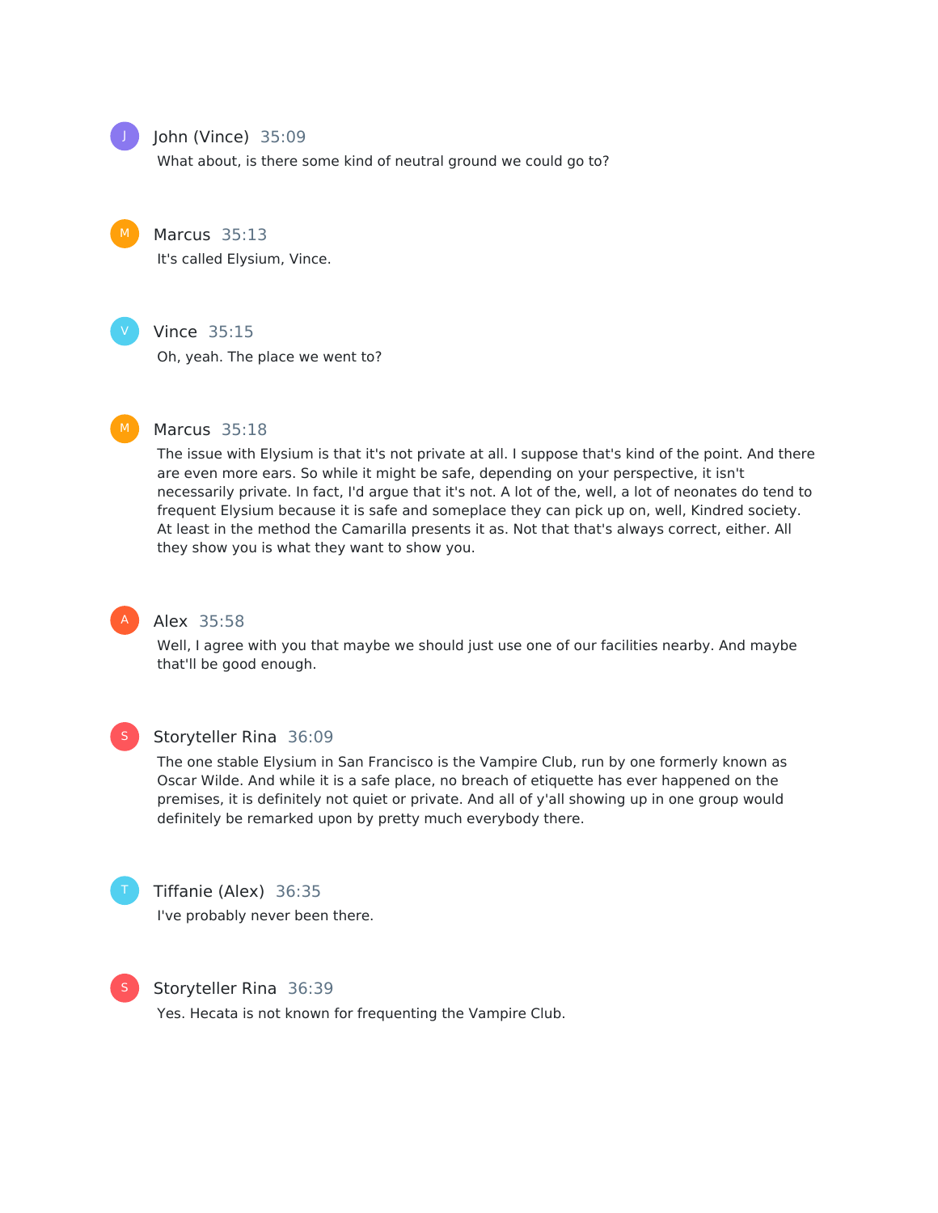**John (Vince)** 35:09

What about, is there some kind of neutral ground we could go to?

**Marcus** 35:13

It's called Elysium, Vince.

**Vince** 35:15

Oh, yeah. The place we went to?

**Marcus** 35:18

The issue with Elysium is that it's not private at all. I suppose that's kind of the point. And there are even more ears. So while it might be safe, depending on your perspective, it isn't necessarily private. In fact, I'd argue that it's not. A lot of the, well, a lot of neonates do tend to frequent Elysium because it is safe and someplace they can pick up on, well, Kindred society. At least in the method the Camarilla presents it as. Not that that's always correct, either. All they show you is what they want to show you.

**Alex** 35:58

Well, I agree with you that maybe we should just use one of our facilities nearby. And maybe that'll be good enough.

**Storyteller Rina** 36:09

The one stable Elysium in San Francisco is the Vampire Club, run by one formerly known as Oscar Wilde. And while it is a safe place, no breach of etiquette has ever happened on the premises, it is definitely not quiet or private. And all of y'all showing up in one group would definitely be remarked upon by pretty much everybody there.

**Tiffanie (Alex)** 36:35

I've probably never been there.

**Storyteller Rina** 36:39

Yes. Hecata is not known for frequenting the Vampire Club.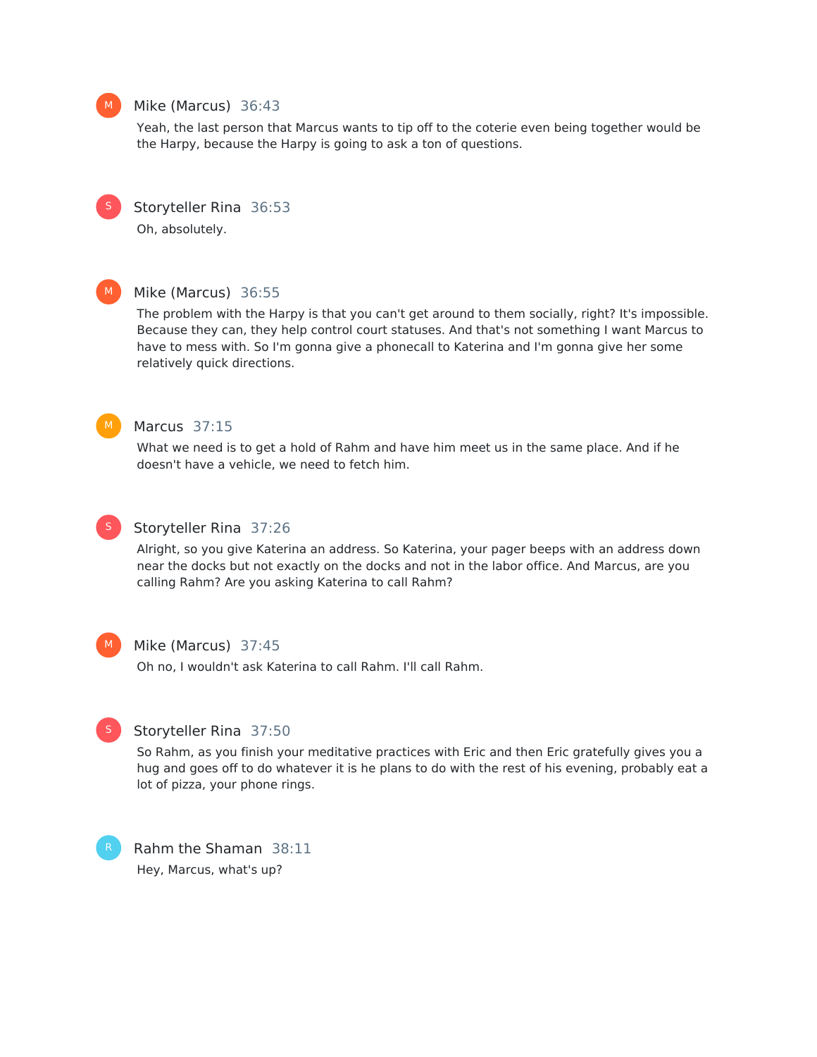**Mike (Marcus)** 36:43

Yeah, the last person that Marcus wants to tip off to the coterie even being together would be the Harpy, because the Harpy is going to ask a ton of questions.

**Storyteller Rina** 36:53

Oh, absolutely.

**Mike (Marcus)** 36:55

The problem with the Harpy is that you can't get around to them socially, right? It's impossible. Because they can, they help control court statuses. And that's not something I want Marcus to have to mess with. So I'm gonna give a phonecall to Katerina and I'm gonna give her some relatively quick directions.

**Marcus** 37:15

What we need is to get a hold of Rahm and have him meet us in the same place. And if he doesn't have a vehicle, we need to fetch him.

**Storyteller Rina** 37:26

Alright, so you give Katerina an address. So Katerina, your pager beeps with an address down near the docks but not exactly on the docks and not in the labor office. And Marcus, are you calling Rahm? Are you asking Katerina to call Rahm?

**Mike (Marcus)** 37:45

Oh no, I wouldn't ask Katerina to call Rahm. I'll call Rahm.

**Storyteller Rina** 37:50

So Rahm, as you finish your meditative practices with Eric and then Eric gratefully gives you a hug and goes off to do whatever it is he plans to do with the rest of his evening, probably eat a lot of pizza, your phone rings.

**Rahm the Shaman** 38:11

Hey, Marcus, what's up?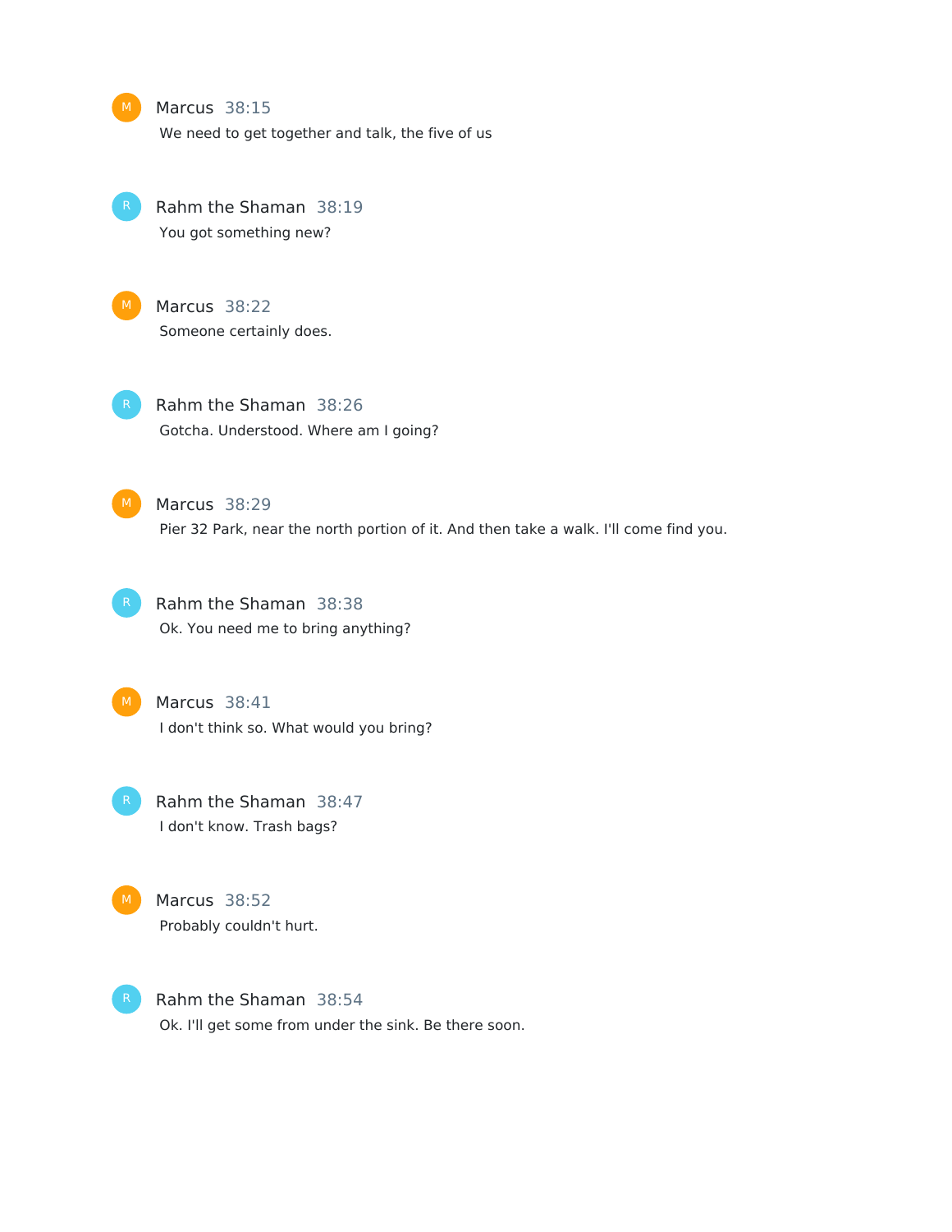**Marcus** 38:15
We need to get together and talk, the five of us

**Rahm the Shaman** 38:19
You got something new?

**Marcus** 38:22
Someone certainly does.

**Rahm the Shaman** 38:26
Gotcha. Understood. Where am I going?

**Marcus** 38:29
Pier 32 Park, near the north portion of it. And then take a walk. I'll come find you.

**Rahm the Shaman** 38:38
Ok. You need me to bring anything?

**Marcus** 38:41
I don't think so. What would you bring?

**Rahm the Shaman** 38:47
I don't know. Trash bags?

**Marcus** 38:52
Probably couldn't hurt.

**Rahm the Shaman** 38:54
Ok. I'll get some from under the sink. Be there soon.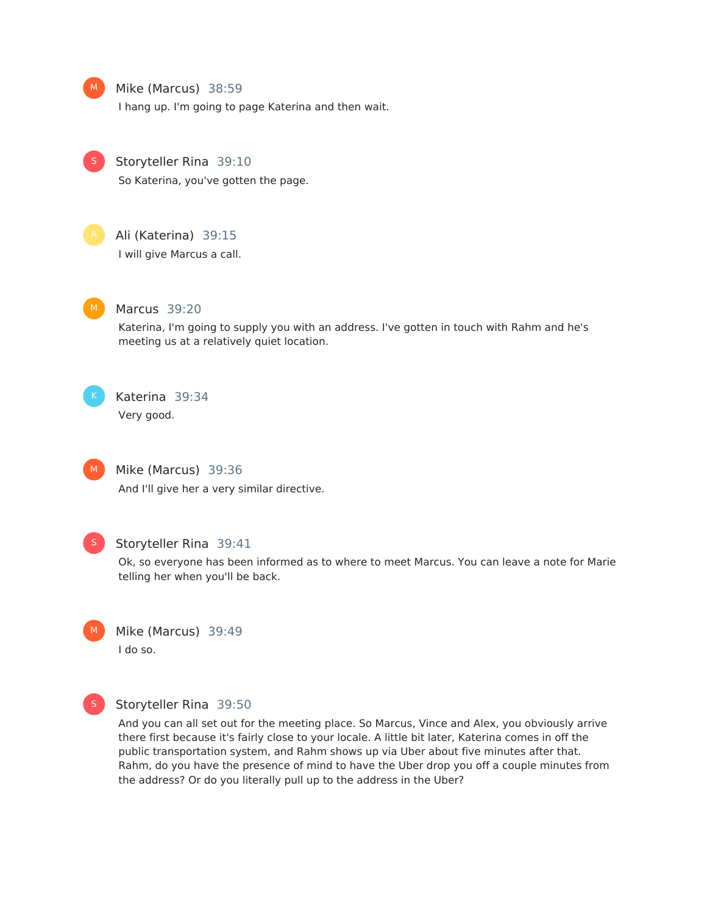**Mike (Marcus)** 38:59

I hang up. I'm going to page Katerina and then wait.

**Storyteller Rina** 39:10

So Katerina, you've gotten the page.

**Ali (Katerina)** 39:15

I will give Marcus a call.

**Marcus** 39:20

Katerina, I'm going to supply you with an address. I've gotten in touch with Rahm and he's meeting us at a relatively quiet location.

**Katerina** 39:34

Very good.

**Mike (Marcus)** 39:36

And I'll give her a very similar directive.

**Storyteller Rina** 39:41

Ok, so everyone has been informed as to where to meet Marcus. You can leave a note for Marie telling her when you'll be back.

**Mike (Marcus)** 39:49

I do so.

**Storyteller Rina** 39:50

And you can all set out for the meeting place. So Marcus, Vince and Alex, you obviously arrive there first because it's fairly close to your locale. A little bit later, Katerina comes in off the public transportation system, and Rahm shows up via Uber about five minutes after that. Rahm, do you have the presence of mind to have the Uber drop you off a couple minutes from the address? Or do you literally pull up to the address in the Uber?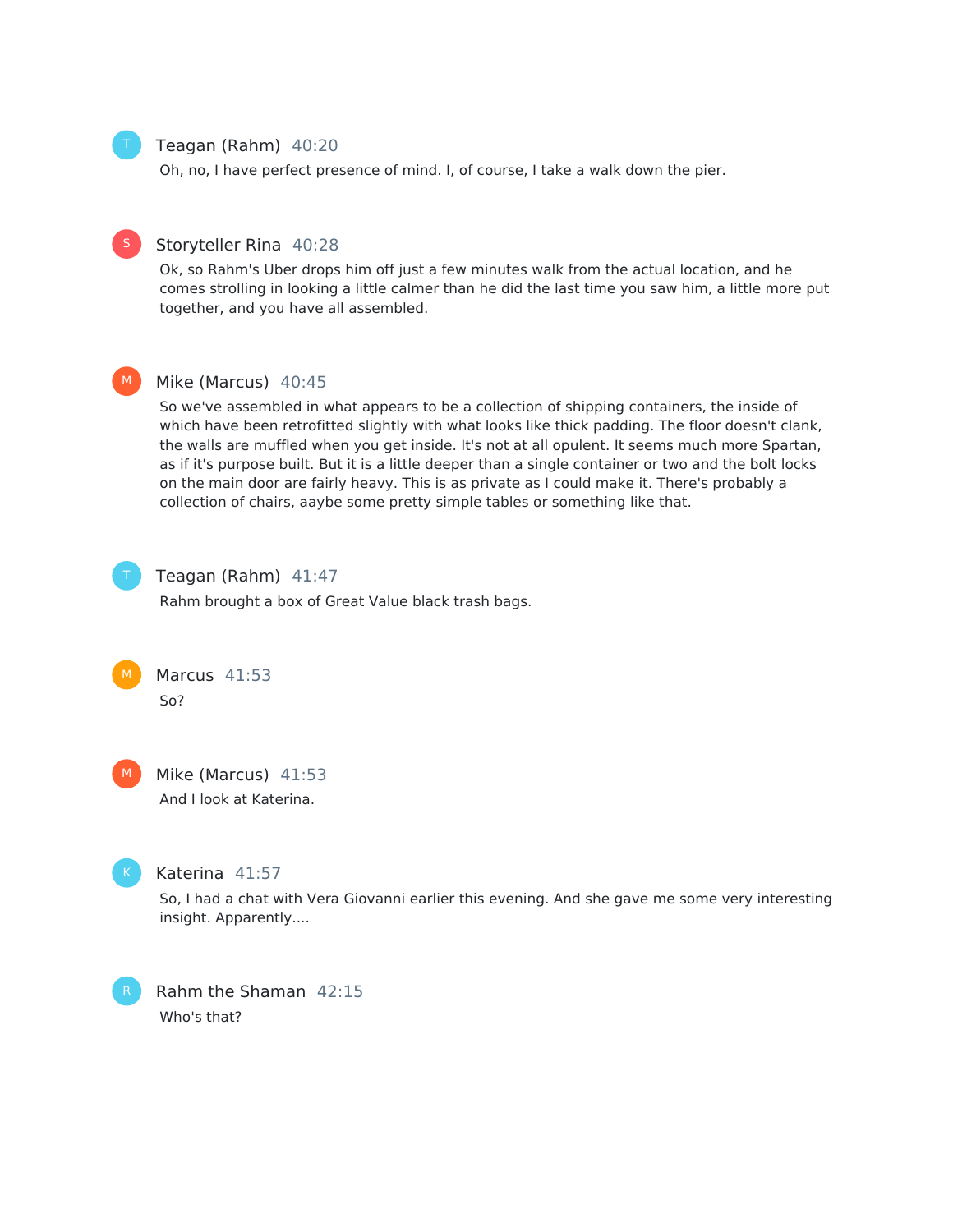**Teagan (Rahm)** 40:20

Oh, no, I have perfect presence of mind. I, of course, I take a walk down the pier.

**Storyteller Rina** 40:28

Ok, so Rahm's Uber drops him off just a few minutes walk from the actual location, and he comes strolling in looking a little calmer than he did the last time you saw him, a little more put together, and you have all assembled.

**Mike (Marcus)** 40:45

So we've assembled in what appears to be a collection of shipping containers, the inside of which have been retrofitted slightly with what looks like thick padding. The floor doesn't clank, the walls are muffled when you get inside. It's not at all opulent. It seems much more Spartan, as if it's purpose built. But it is a little deeper than a single container or two and the bolt locks on the main door are fairly heavy. This is as private as I could make it. There's probably a collection of chairs, aaybe some pretty simple tables or something like that.

**Teagan (Rahm)** 41:47

Rahm brought a box of Great Value black trash bags.

**Marcus** 41:53

So?

**Mike (Marcus)** 41:53

And I look at Katerina.

**Katerina** 41:57

So, I had a chat with Vera Giovanni earlier this evening. And she gave me some very interesting insight. Apparently....

**Rahm the Shaman** 42:15

Who's that?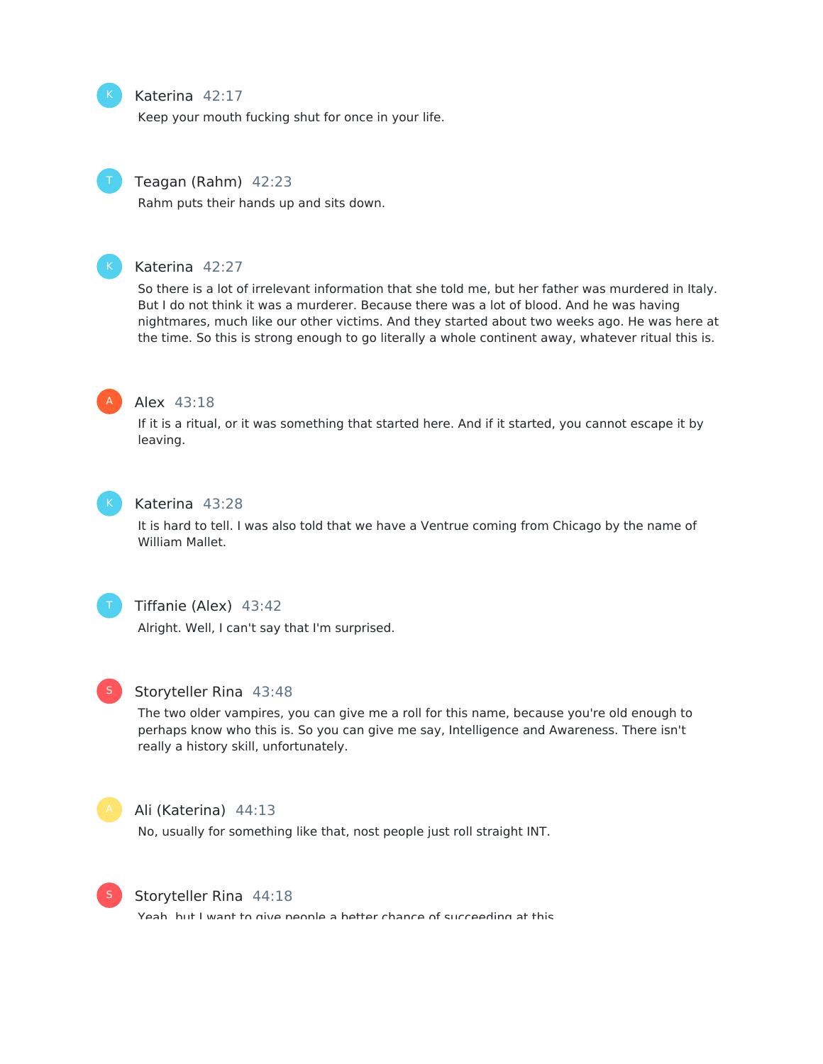**Katerina** 42:17

Keep your mouth fucking shut for once in your life.

**Teagan (Rahm)** 42:23

Rahm puts their hands up and sits down.

**Katerina** 42:27

So there is a lot of irrelevant information that she told me, but her father was murdered in Italy. But I do not think it was a murderer. Because there was a lot of blood. And he was having nightmares, much like our other victims. And they started about two weeks ago. He was here at the time. So this is strong enough to go literally a whole continent away, whatever ritual this is.

**Alex** 43:18

If it is a ritual, or it was something that started here. And if it started, you cannot escape it by leaving.

**Katerina** 43:28

It is hard to tell. I was also told that we have a Ventrue coming from Chicago by the name of William Mallet.

**Tiffanie (Alex)** 43:42

Alright. Well, I can't say that I'm surprised.

**Storyteller Rina** 43:48

The two older vampires, you can give me a roll for this name, because you're old enough to perhaps know who this is. So you can give me say, Intelligence and Awareness. There isn't really a history skill, unfortunately.

**Ali (Katerina)** 44:13

No, usually for something like that, nost people just roll straight INT.

**Storyteller Rina** 44:18

Yeah, but I want to give people a better chance of succeeding at this.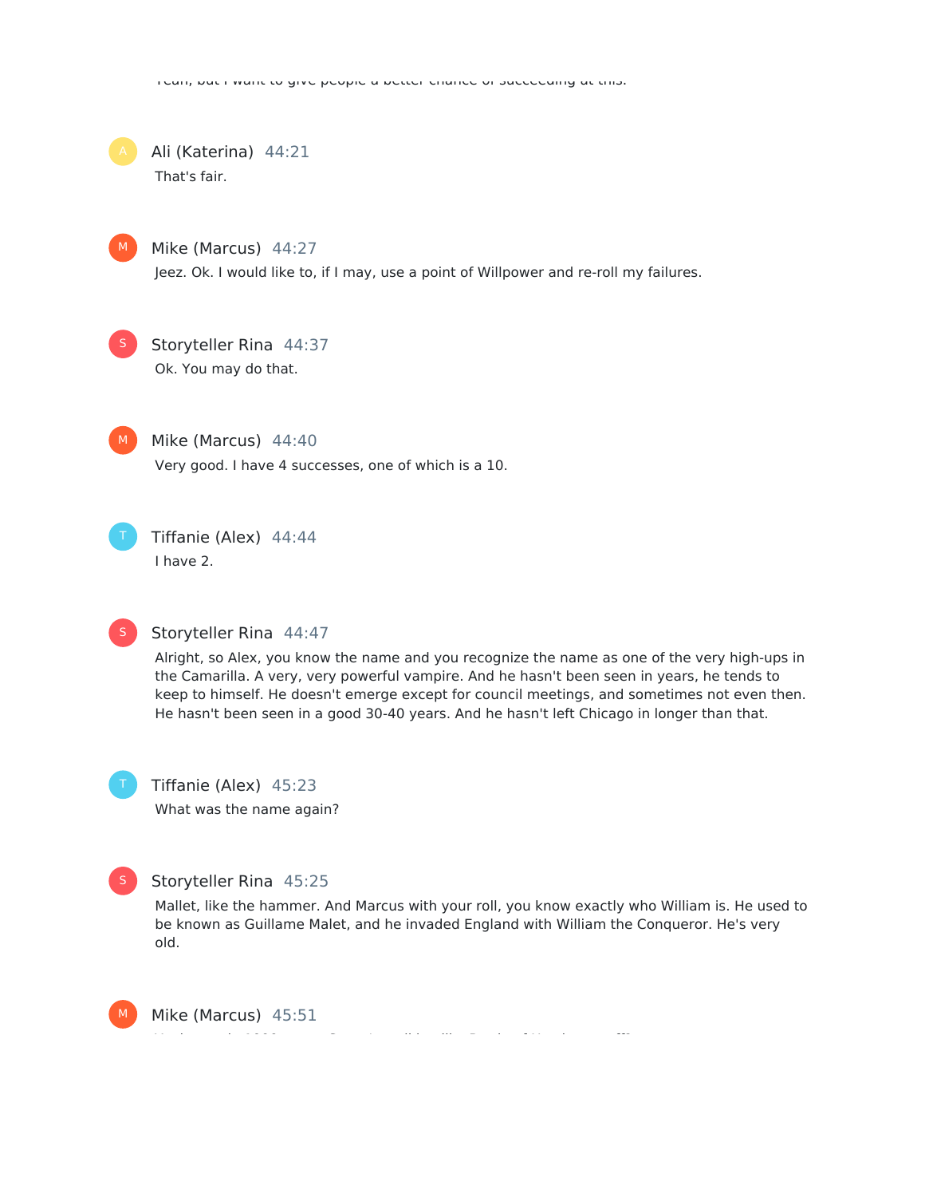Yeah, but I want to give people a better chance of succeeding at this.

**Ali (Katerina)** 44:21

That's fair.

**Mike (Marcus)** 44:27

Jeez. Ok. I would like to, if I may, use a point of Willpower and re-roll my failures.

**Storyteller Rina** 44:37

Ok. You may do that.

**Mike (Marcus)** 44:40

Very good. I have 4 successes, one of which is a 10.

**Tiffanie (Alex)** 44:44

I have 2.

**Storyteller Rina** 44:47

Alright, so Alex, you know the name and you recognize the name as one of the very high-ups in the Camarilla. A very, very powerful vampire. And he hasn't been seen in years, he tends to keep to himself. He doesn't emerge except for council meetings, and sometimes not even then. He hasn't been seen in a good 30-40 years. And he hasn't left Chicago in longer than that.

**Tiffanie (Alex)** 45:23

What was the name again?

**Storyteller Rina** 45:25

Mallet, like the hammer. And Marcus with your roll, you know exactly who William is. He used to be known as Guillame Malet, and he invaded England with William the Conqueror. He's very old.

**Mike (Marcus)** 45:51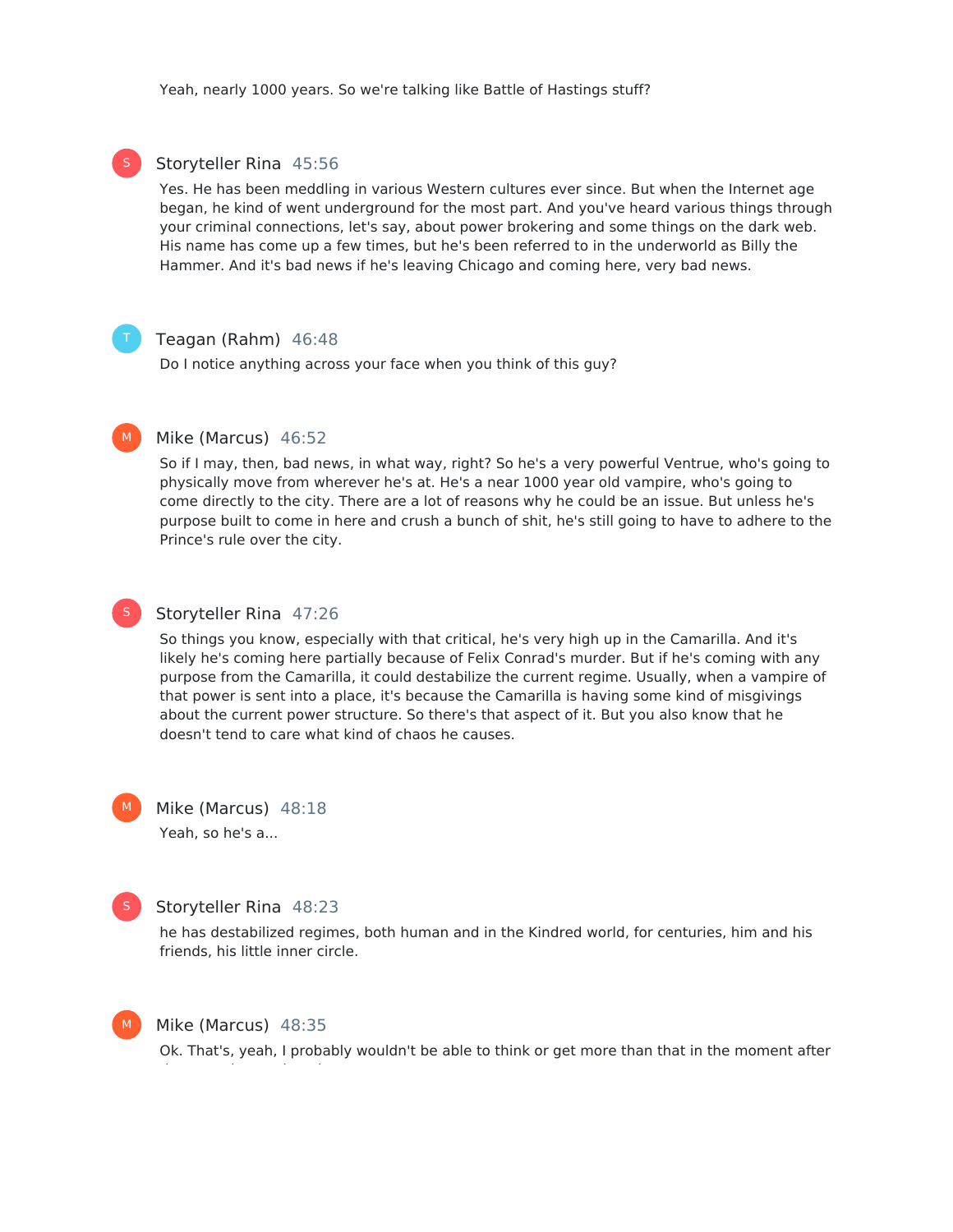Yeah, nearly 1000 years. So we're talking like Battle of Hastings stuff?

**Storyteller Rina** 45:56

Yes. He has been meddling in various Western cultures ever since. But when the Internet age began, he kind of went underground for the most part. And you've heard various things through your criminal connections, let's say, about power brokering and some things on the dark web. His name has come up a few times, but he's been referred to in the underworld as Billy the Hammer. And it's bad news if he's leaving Chicago and coming here, very bad news.

**Teagan (Rahm)** 46:48

Do I notice anything across your face when you think of this guy?

**Mike (Marcus)** 46:52

So if I may, then, bad news, in what way, right? So he's a very powerful Ventrue, who's going to physically move from wherever he's at. He's a near 1000 year old vampire, who's going to come directly to the city. There are a lot of reasons why he could be an issue. But unless he's purpose built to come in here and crush a bunch of shit, he's still going to have to adhere to the Prince's rule over the city.

**Storyteller Rina** 47:26

So things you know, especially with that critical, he's very high up in the Camarilla. And it's likely he's coming here partially because of Felix Conrad's murder. But if he's coming with any purpose from the Camarilla, it could destabilize the current regime. Usually, when a vampire of that power is sent into a place, it's because the Camarilla is having some kind of misgivings about the current power structure. So there's that aspect of it. But you also know that he doesn't tend to care what kind of chaos he causes.

**Mike (Marcus)** 48:18

Yeah, so he's a...

**Storyteller Rina** 48:23

he has destabilized regimes, both human and in the Kindred world, for centuries, him and his friends, his little inner circle.

**Mike (Marcus)** 48:35

Ok. That's, yeah, I probably wouldn't be able to think or get more than that in the moment after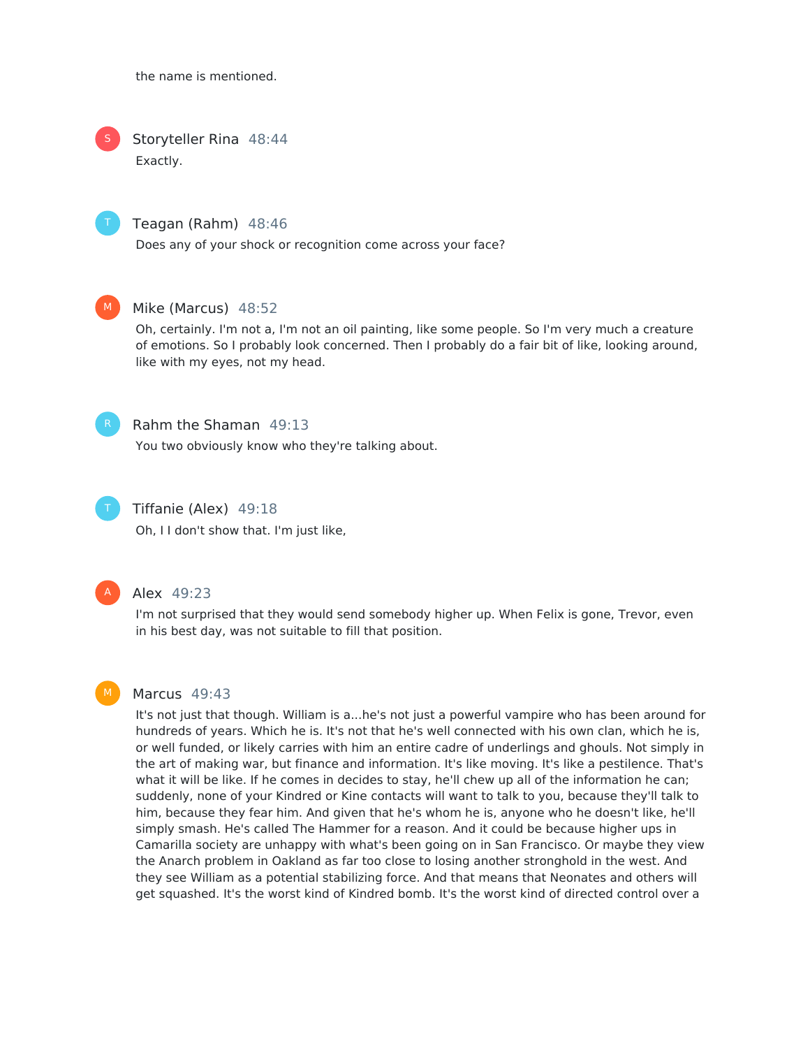the name is mentioned.

**Storyteller Rina** 48:44

Exactly.

**Teagan (Rahm)** 48:46

Does any of your shock or recognition come across your face?

**Mike (Marcus)** 48:52

Oh, certainly. I'm not a, I'm not an oil painting, like some people. So I'm very much a creature of emotions. So I probably look concerned. Then I probably do a fair bit of like, looking around, like with my eyes, not my head.

**Rahm the Shaman** 49:13

You two obviously know who they're talking about.

**Tiffanie (Alex)** 49:18

Oh, I I don't show that. I'm just like,

**Alex** 49:23

I'm not surprised that they would send somebody higher up. When Felix is gone, Trevor, even in his best day, was not suitable to fill that position.

**Marcus** 49:43

It's not just that though. William is a...he's not just a powerful vampire who has been around for hundreds of years. Which he is. It's not that he's well connected with his own clan, which he is, or well funded, or likely carries with him an entire cadre of underlings and ghouls. Not simply in the art of making war, but finance and information. It's like moving. It's like a pestilence. That's what it will be like. If he comes in decides to stay, he'll chew up all of the information he can; suddenly, none of your Kindred or Kine contacts will want to talk to you, because they'll talk to him, because they fear him. And given that he's whom he is, anyone who he doesn't like, he'll simply smash. He's called The Hammer for a reason. And it could be because higher ups in Camarilla society are unhappy with what's been going on in San Francisco. Or maybe they view the Anarch problem in Oakland as far too close to losing another stronghold in the west. And they see William as a potential stabilizing force. And that means that Neonates and others will get squashed. It's the worst kind of Kindred bomb. It's the worst kind of directed control over a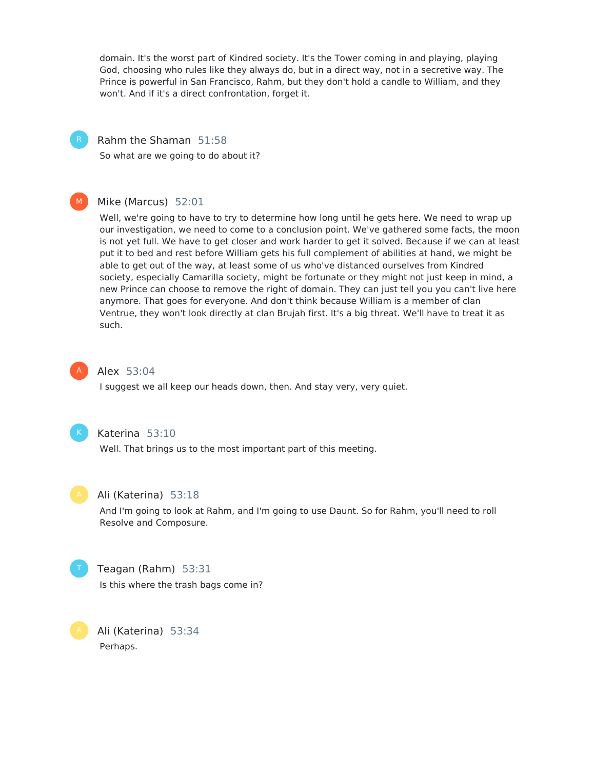domain. It's the worst part of Kindred society. It's the Tower coming in and playing, playing God, choosing who rules like they always do, but in a direct way, not in a secretive way. The Prince is powerful in San Francisco, Rahm, but they don't hold a candle to William, and they won't. And if it's a direct confrontation, forget it.

**Rahm the Shaman** 51:58

So what are we going to do about it?

**Mike (Marcus)** 52:01

Well, we're going to have to try to determine how long until he gets here. We need to wrap up our investigation, we need to come to a conclusion point. We've gathered some facts, the moon is not yet full. We have to get closer and work harder to get it solved. Because if we can at least put it to bed and rest before William gets his full complement of abilities at hand, we might be able to get out of the way, at least some of us who've distanced ourselves from Kindred society, especially Camarilla society, might be fortunate or they might not just keep in mind, a new Prince can choose to remove the right of domain. They can just tell you you can't live here anymore. That goes for everyone. And don't think because William is a member of clan Ventrue, they won't look directly at clan Brujah first. It's a big threat. We'll have to treat it as such.

**Alex** 53:04

I suggest we all keep our heads down, then. And stay very, very quiet.

**Katerina** 53:10

Well. That brings us to the most important part of this meeting.

**Ali (Katerina)** 53:18

And I'm going to look at Rahm, and I'm going to use Daunt. So for Rahm, you'll need to roll Resolve and Composure.

**Teagan (Rahm)** 53:31

Is this where the trash bags come in?

**Ali (Katerina)** 53:34

Perhaps.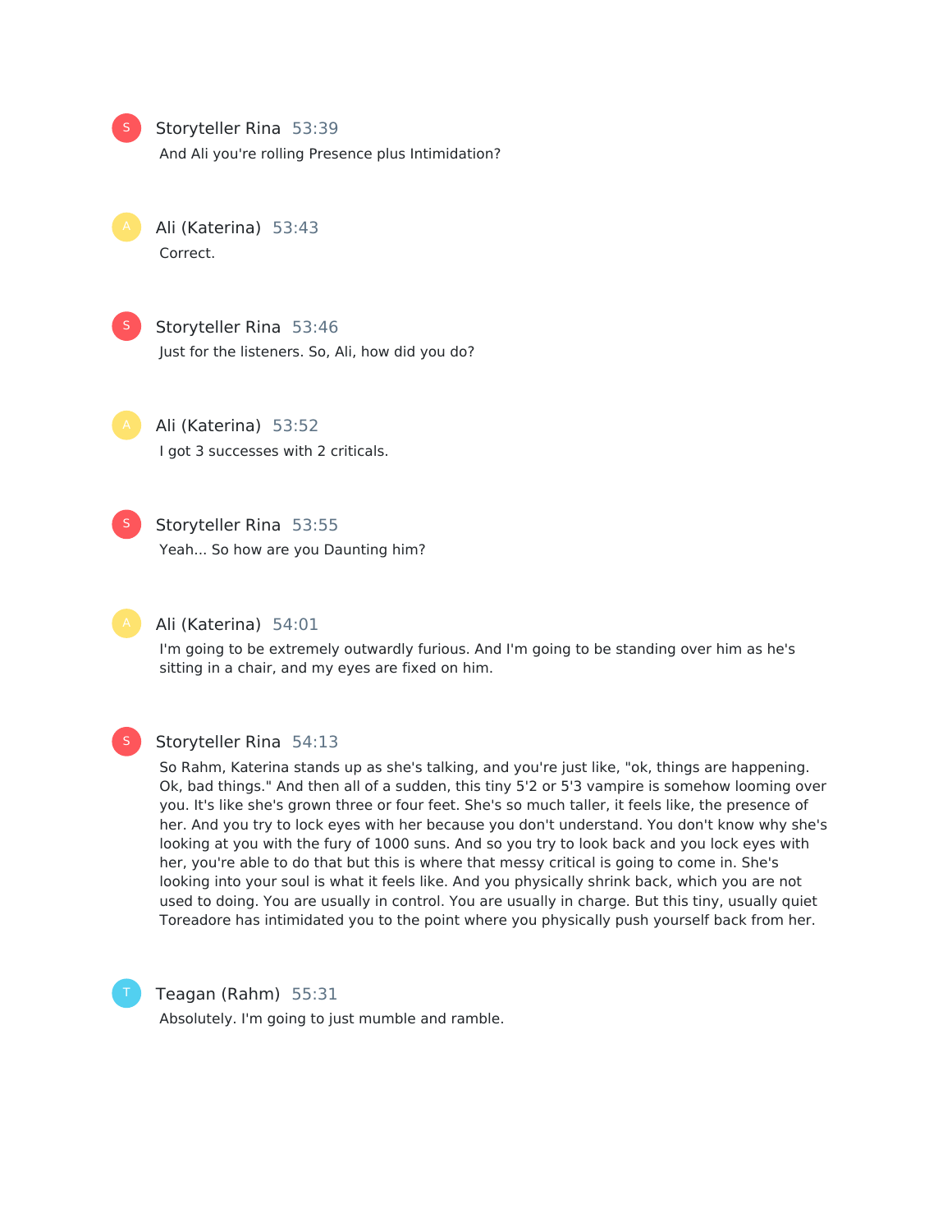Storyteller Rina 53:39

And Ali you're rolling Presence plus Intimidation?

Ali (Katerina) 53:43

Correct.

Storyteller Rina 53:46

Just for the listeners. So, Ali, how did you do?

Ali (Katerina) 53:52

I got 3 successes with 2 criticals.

Storyteller Rina 53:55

Yeah... So how are you Daunting him?

Ali (Katerina) 54:01

I'm going to be extremely outwardly furious. And I'm going to be standing over him as he's sitting in a chair, and my eyes are fixed on him.

Storyteller Rina 54:13

So Rahm, Katerina stands up as she's talking, and you're just like, "ok, things are happening. Ok, bad things." And then all of a sudden, this tiny 5'2 or 5'3 vampire is somehow looming over you. It's like she's grown three or four feet. She's so much taller, it feels like, the presence of her. And you try to lock eyes with her because you don't understand. You don't know why she's looking at you with the fury of 1000 suns. And so you try to look back and you lock eyes with her, you're able to do that but this is where that messy critical is going to come in. She's looking into your soul is what it feels like. And you physically shrink back, which you are not used to doing. You are usually in control. You are usually in charge. But this tiny, usually quiet Toreadore has intimidated you to the point where you physically push yourself back from her.

Teagan (Rahm) 55:31

Absolutely. I'm going to just mumble and ramble.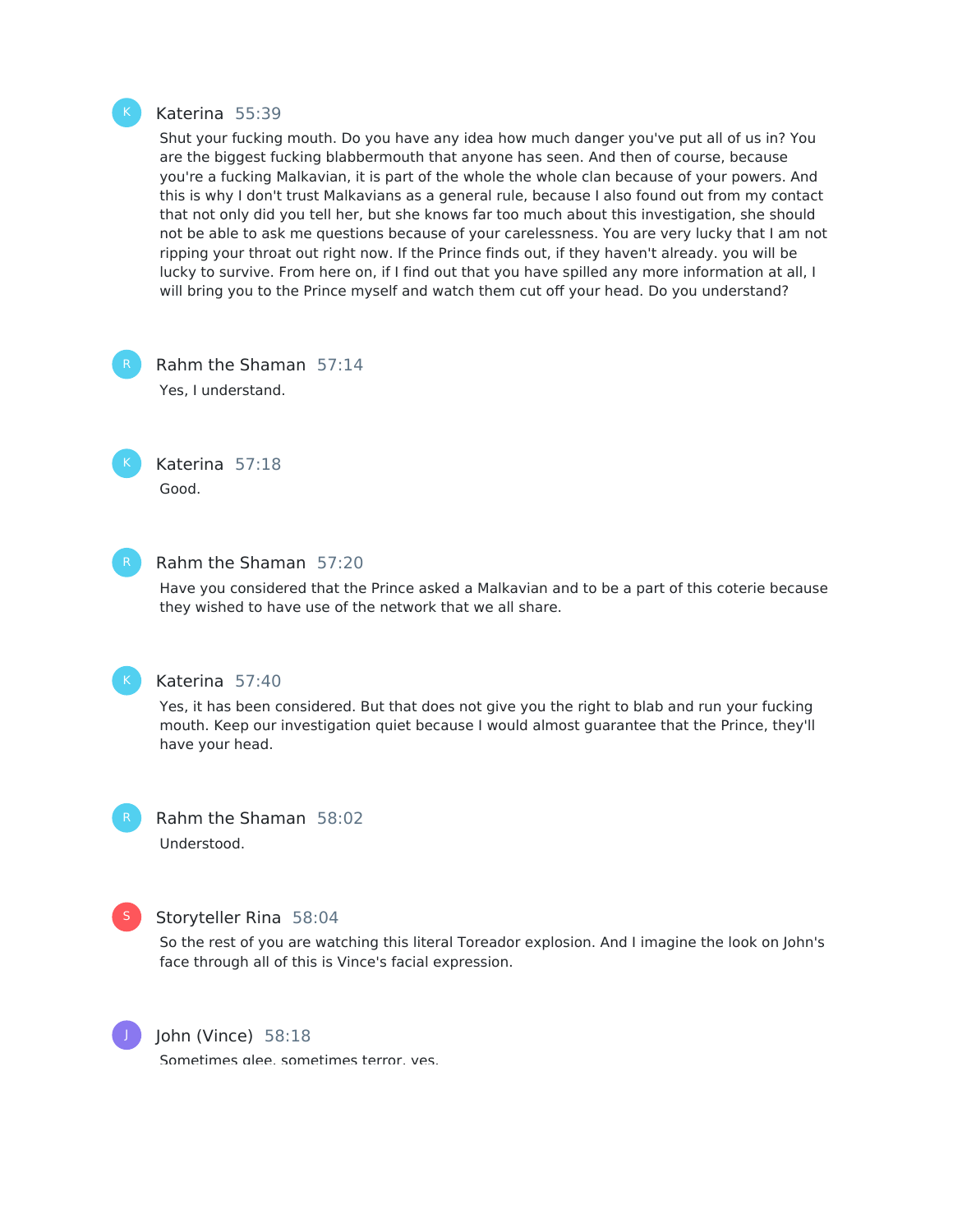K

Katerina 55:39

Shut your fucking mouth. Do you have any idea how much danger you've put all of us in? You are the biggest fucking blabbermouth that anyone has seen. And then of course, because you're a fucking Malkavian, it is part of the whole the whole clan because of your powers. And this is why I don't trust Malkavians as a general rule, because I also found out from my contact that not only did you tell her, but she knows far too much about this investigation, she should not be able to ask me questions because of your carelessness. You are very lucky that I am not ripping your throat out right now. If the Prince finds out, if they haven't already. you will be lucky to survive. From here on, if I find out that you have spilled any more information at all, I will bring you to the Prince myself and watch them cut off your head. Do you understand?

R

Rahm the Shaman 57:14

Yes, I understand.

K

Katerina 57:18

Good.

R

Rahm the Shaman 57:20

Have you considered that the Prince asked a Malkavian and to be a part of this coterie because they wished to have use of the network that we all share.

K

Katerina 57:40

Yes, it has been considered. But that does not give you the right to blab and run your fucking mouth. Keep our investigation quiet because I would almost guarantee that the Prince, they'll have your head.

R

Rahm the Shaman 58:02

Understood.

S

Storyteller Rina 58:04

So the rest of you are watching this literal Toreador explosion. And I imagine the look on John's face through all of this is Vince's facial expression.

J

John (Vince) 58:18

Sometimes glee, sometimes terror, yes.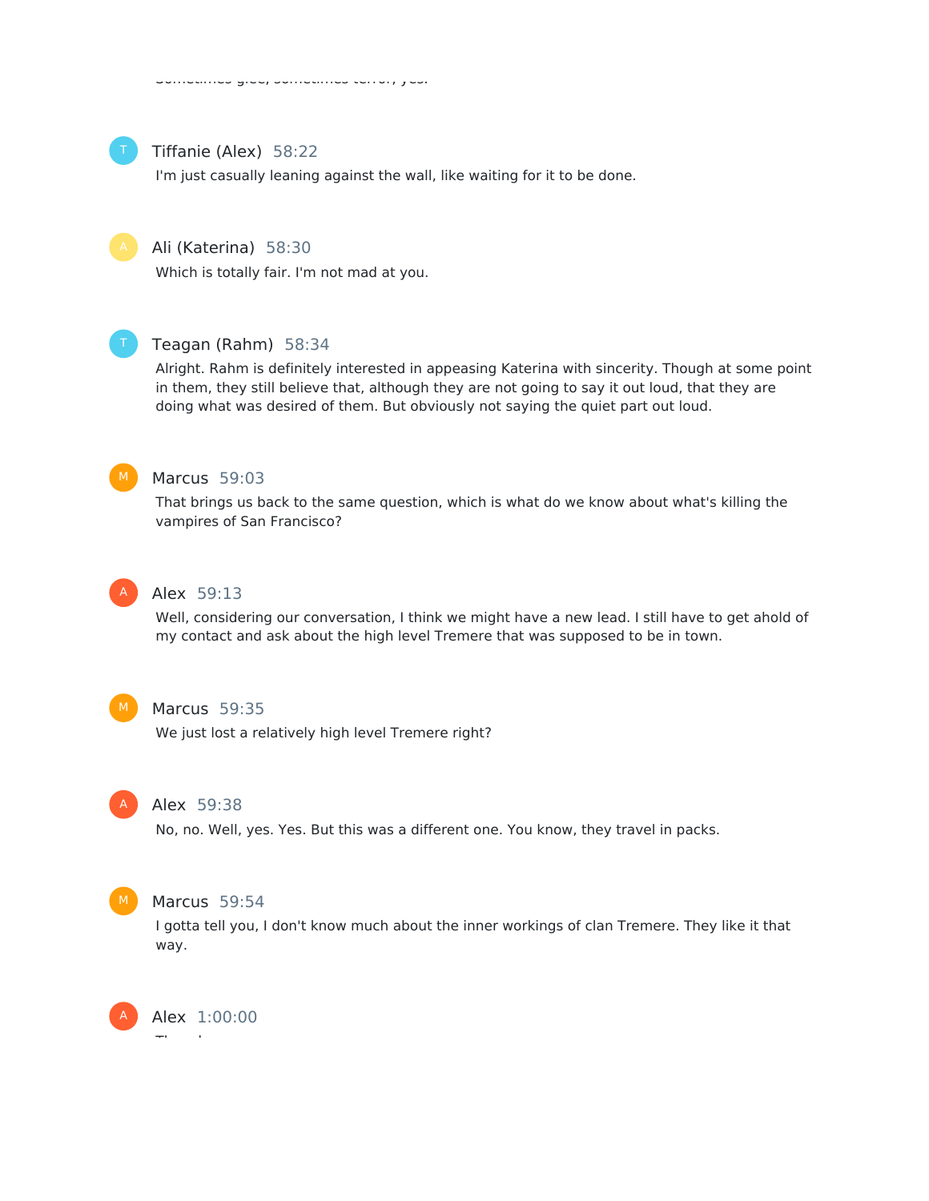Sometimes glee, sometimes terror, yes.

**Tiffanie (Alex)** 58:22

I'm just casually leaning against the wall, like waiting for it to be done.

**Ali (Katerina)** 58:30

Which is totally fair. I'm not mad at you.

**Teagan (Rahm)** 58:34

Alright. Rahm is definitely interested in appeasing Katerina with sincerity. Though at some point in them, they still believe that, although they are not going to say it out loud, that they are doing what was desired of them. But obviously not saying the quiet part out loud.

**Marcus** 59:03

That brings us back to the same question, which is what do we know about what's killing the vampires of San Francisco?

**Alex** 59:13

Well, considering our conversation, I think we might have a new lead. I still have to get ahold of my contact and ask about the high level Tremere that was supposed to be in town.

**Marcus** 59:35

We just lost a relatively high level Tremere right?

**Alex** 59:38

No, no. Well, yes. Yes. But this was a different one. You know, they travel in packs.

**Marcus** 59:54

I gotta tell you, I don't know much about the inner workings of clan Tremere. They like it that way.

**Alex** 1:00:00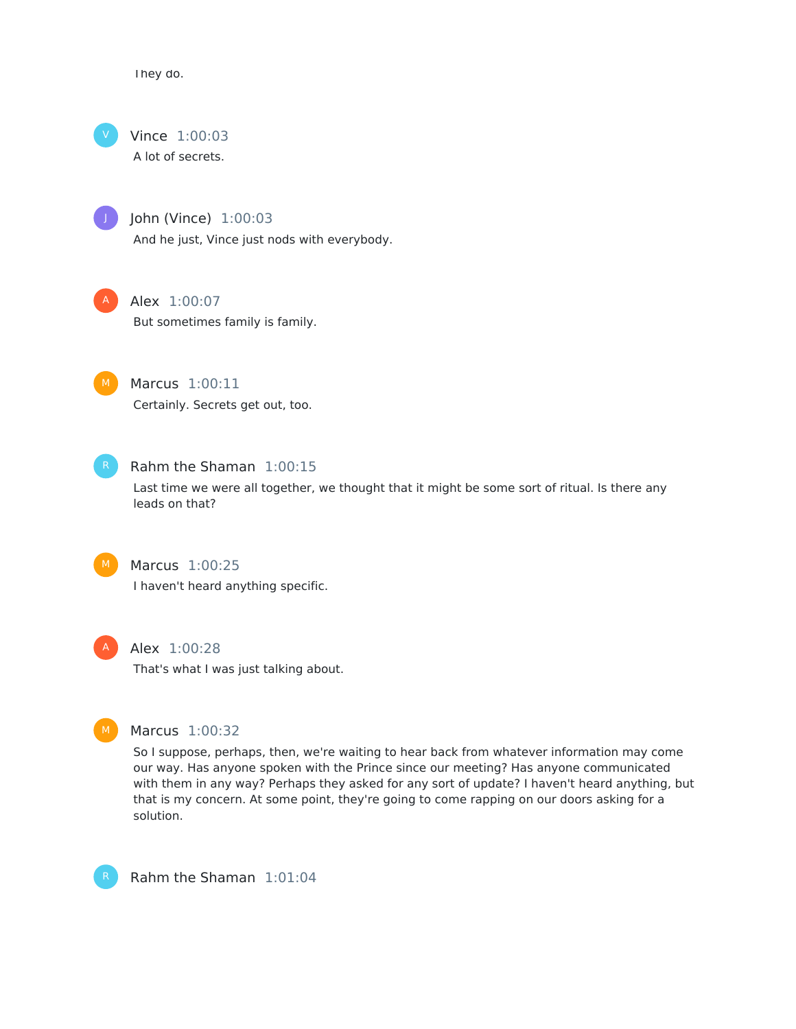They do.

**Vince** 1:00:03

A lot of secrets.

**John (Vince)** 1:00:03

And he just, Vince just nods with everybody.

**Alex** 1:00:07

But sometimes family is family.

**Marcus** 1:00:11

Certainly. Secrets get out, too.

**Rahm the Shaman** 1:00:15

Last time we were all together, we thought that it might be some sort of ritual. Is there any leads on that?

**Marcus** 1:00:25

I haven't heard anything specific.

**Alex** 1:00:28

That's what I was just talking about.

**Marcus** 1:00:32

So I suppose, perhaps, then, we're waiting to hear back from whatever information may come our way. Has anyone spoken with the Prince since our meeting? Has anyone communicated with them in any way? Perhaps they asked for any sort of update? I haven't heard anything, but that is my concern. At some point, they're going to come rapping on our doors asking for a solution.

**Rahm the Shaman** 1:01:04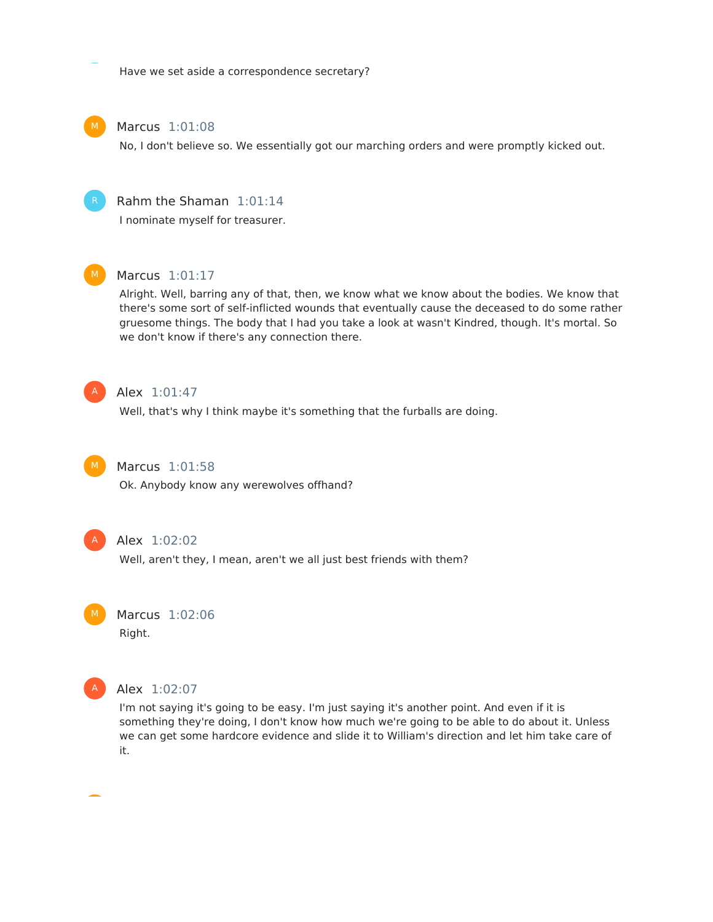Have we set aside a correspondence secretary?

**Marcus** 1:01:08

No, I don't believe so. We essentially got our marching orders and were promptly kicked out.

**Rahm the Shaman** 1:01:14

I nominate myself for treasurer.

**Marcus** 1:01:17

Alright. Well, barring any of that, then, we know what we know about the bodies. We know that there's some sort of self-inflicted wounds that eventually cause the deceased to do some rather gruesome things. The body that I had you take a look at wasn't Kindred, though. It's mortal. So we don't know if there's any connection there.

**Alex** 1:01:47

Well, that's why I think maybe it's something that the furballs are doing.

**Marcus** 1:01:58

Ok. Anybody know any werewolves offhand?

**Alex** 1:02:02

Well, aren't they, I mean, aren't we all just best friends with them?

**Marcus** 1:02:06

Right.

**Alex** 1:02:07

I'm not saying it's going to be easy. I'm just saying it's another point. And even if it is something they're doing, I don't know how much we're going to be able to do about it. Unless we can get some hardcore evidence and slide it to William's direction and let him take care of it.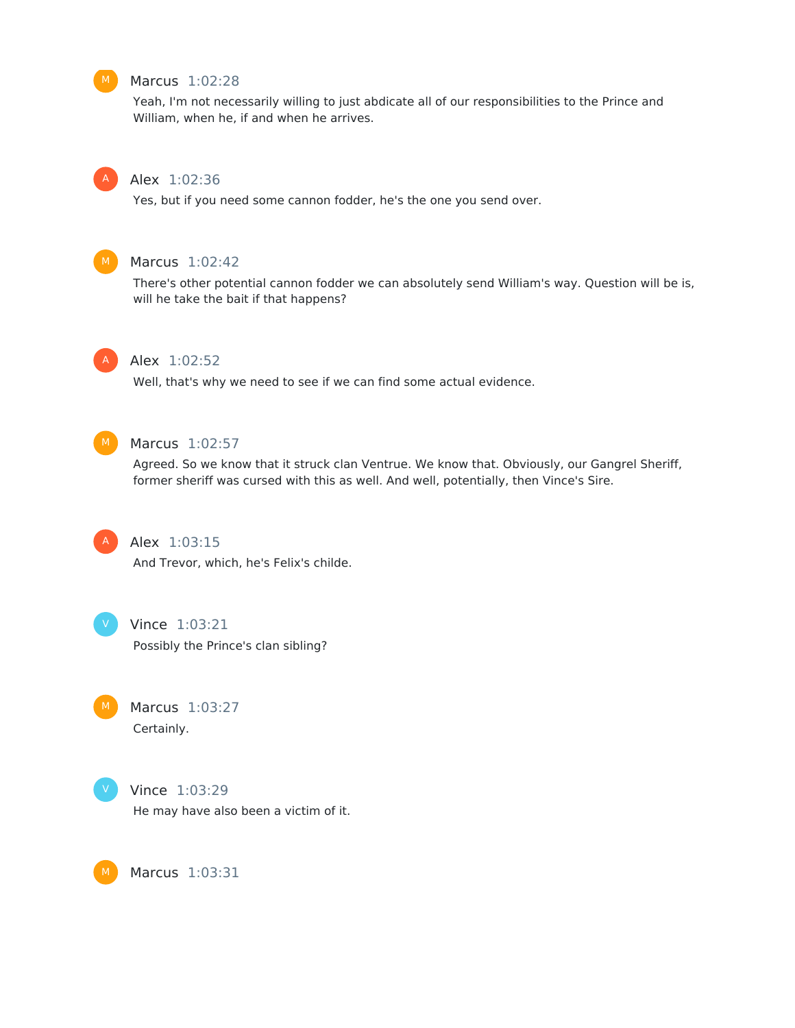**Marcus** 1:02:28

Yeah, I'm not necessarily willing to just abdicate all of our responsibilities to the Prince and William, when he, if and when he arrives.

**Alex** 1:02:36

Yes, but if you need some cannon fodder, he's the one you send over.

**Marcus** 1:02:42

There's other potential cannon fodder we can absolutely send William's way. Question will be is, will he take the bait if that happens?

**Alex** 1:02:52

Well, that's why we need to see if we can find some actual evidence.

**Marcus** 1:02:57

Agreed. So we know that it struck clan Ventrue. We know that. Obviously, our Gangrel Sheriff, former sheriff was cursed with this as well. And well, potentially, then Vince's Sire.

**Alex** 1:03:15

And Trevor, which, he's Felix's childe.

**Vince** 1:03:21

Possibly the Prince's clan sibling?

**Marcus** 1:03:27

Certainly.

**Vince** 1:03:29

He may have also been a victim of it.

**Marcus** 1:03:31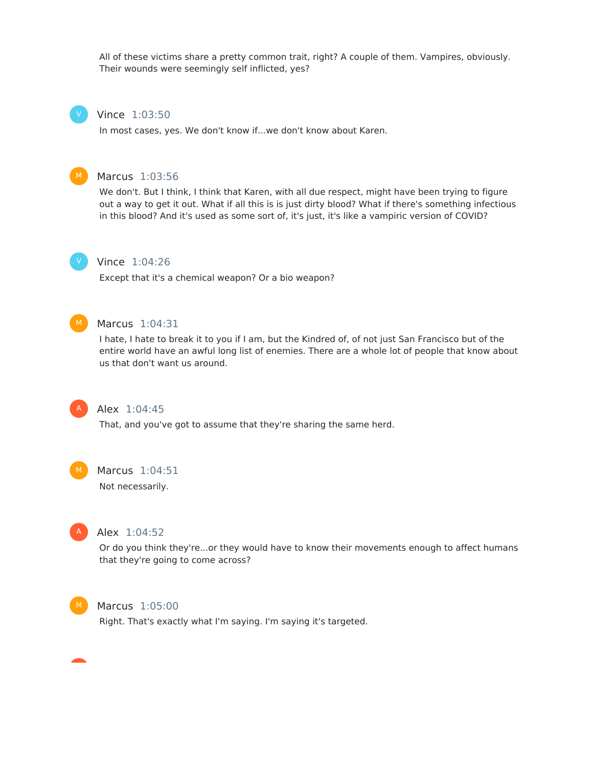All of these victims share a pretty common trait, right? A couple of them. Vampires, obviously. Their wounds were seemingly self inflicted, yes?

**Vince** 1:03:50

In most cases, yes. We don't know if...we don't know about Karen.

**Marcus** 1:03:56

We don't. But I think, I think that Karen, with all due respect, might have been trying to figure out a way to get it out. What if all this is is just dirty blood? What if there's something infectious in this blood? And it's used as some sort of, it's just, it's like a vampiric version of COVID?

**Vince** 1:04:26

Except that it's a chemical weapon? Or a bio weapon?

**Marcus** 1:04:31

I hate, I hate to break it to you if I am, but the Kindred of, of not just San Francisco but of the entire world have an awful long list of enemies. There are a whole lot of people that know about us that don't want us around.

**Alex** 1:04:45

That, and you've got to assume that they're sharing the same herd.

**Marcus** 1:04:51

Not necessarily.

**Alex** 1:04:52

Or do you think they're...or they would have to know their movements enough to affect humans that they're going to come across?

**Marcus** 1:05:00

Right. That's exactly what I'm saying. I'm saying it's targeted.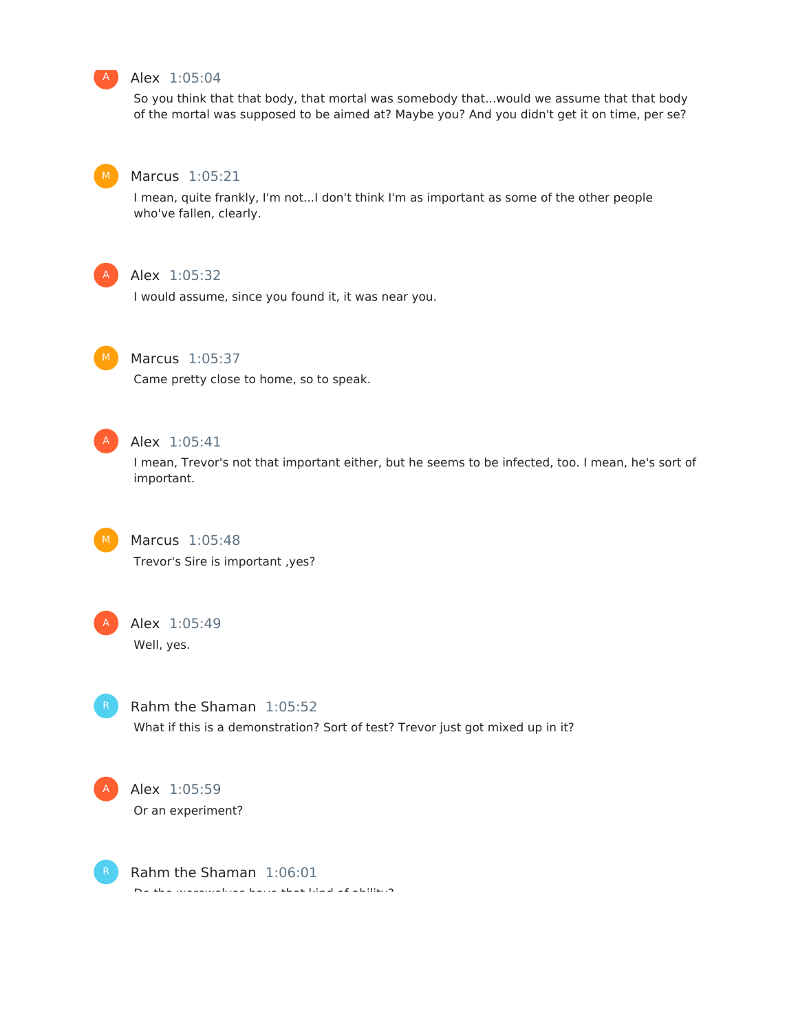**Alex** 1:05:04

So you think that that body, that mortal was somebody that...would we assume that that body of the mortal was supposed to be aimed at? Maybe you? And you didn't get it on time, per se?

**Marcus** 1:05:21

I mean, quite frankly, I'm not...I don't think I'm as important as some of the other people who've fallen, clearly.

**Alex** 1:05:32

I would assume, since you found it, it was near you.

**Marcus** 1:05:37

Came pretty close to home, so to speak.

**Alex** 1:05:41

I mean, Trevor's not that important either, but he seems to be infected, too. I mean, he's sort of important.

**Marcus** 1:05:48

Trevor's Sire is important ,yes?

**Alex** 1:05:49

Well, yes.

**Rahm the Shaman** 1:05:52

What if this is a demonstration? Sort of test? Trevor just got mixed up in it?

**Alex** 1:05:59

Or an experiment?

**Rahm the Shaman** 1:06:01

Do the werewolves have that kind of ability?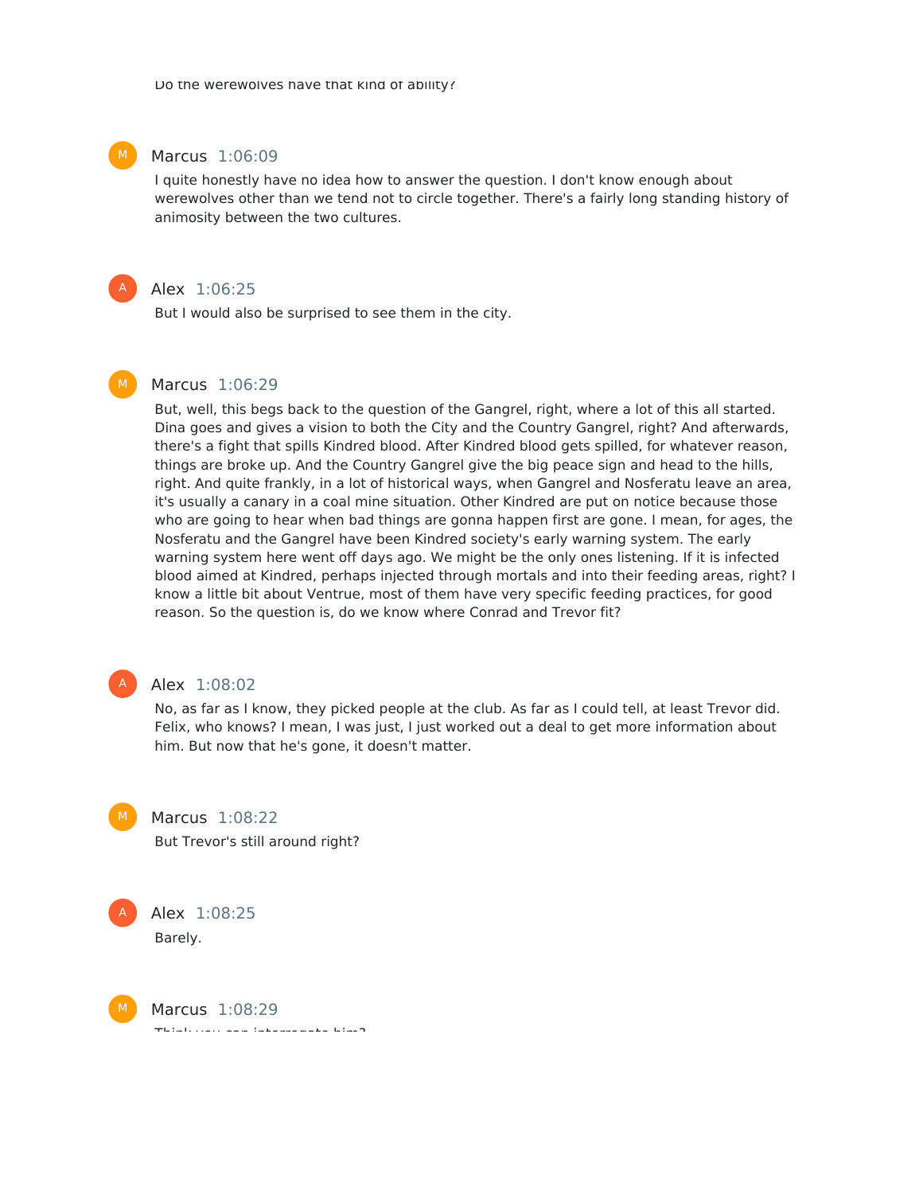Do the werewolves have that kind of ability?

**Marcus** 1:06:09

I quite honestly have no idea how to answer the question. I don't know enough about werewolves other than we tend not to circle together. There's a fairly long standing history of animosity between the two cultures.

**Alex** 1:06:25

But I would also be surprised to see them in the city.

**Marcus** 1:06:29

But, well, this begs back to the question of the Gangrel, right, where a lot of this all started. Dina goes and gives a vision to both the City and the Country Gangrel, right? And afterwards, there's a fight that spills Kindred blood. After Kindred blood gets spilled, for whatever reason, things are broke up. And the Country Gangrel give the big peace sign and head to the hills, right. And quite frankly, in a lot of historical ways, when Gangrel and Nosferatu leave an area, it's usually a canary in a coal mine situation. Other Kindred are put on notice because those who are going to hear when bad things are gonna happen first are gone. I mean, for ages, the Nosferatu and the Gangrel have been Kindred society's early warning system. The early warning system here went off days ago. We might be the only ones listening. If it is infected blood aimed at Kindred, perhaps injected through mortals and into their feeding areas, right? I know a little bit about Ventrue, most of them have very specific feeding practices, for good reason. So the question is, do we know where Conrad and Trevor fit?

**Alex** 1:08:02

No, as far as I know, they picked people at the club. As far as I could tell, at least Trevor did. Felix, who knows? I mean, I was just, I just worked out a deal to get more information about him. But now that he's gone, it doesn't matter.

**Marcus** 1:08:22

But Trevor's still around right?

**Alex** 1:08:25

Barely.

**Marcus** 1:08:29

Think you can interrogate him?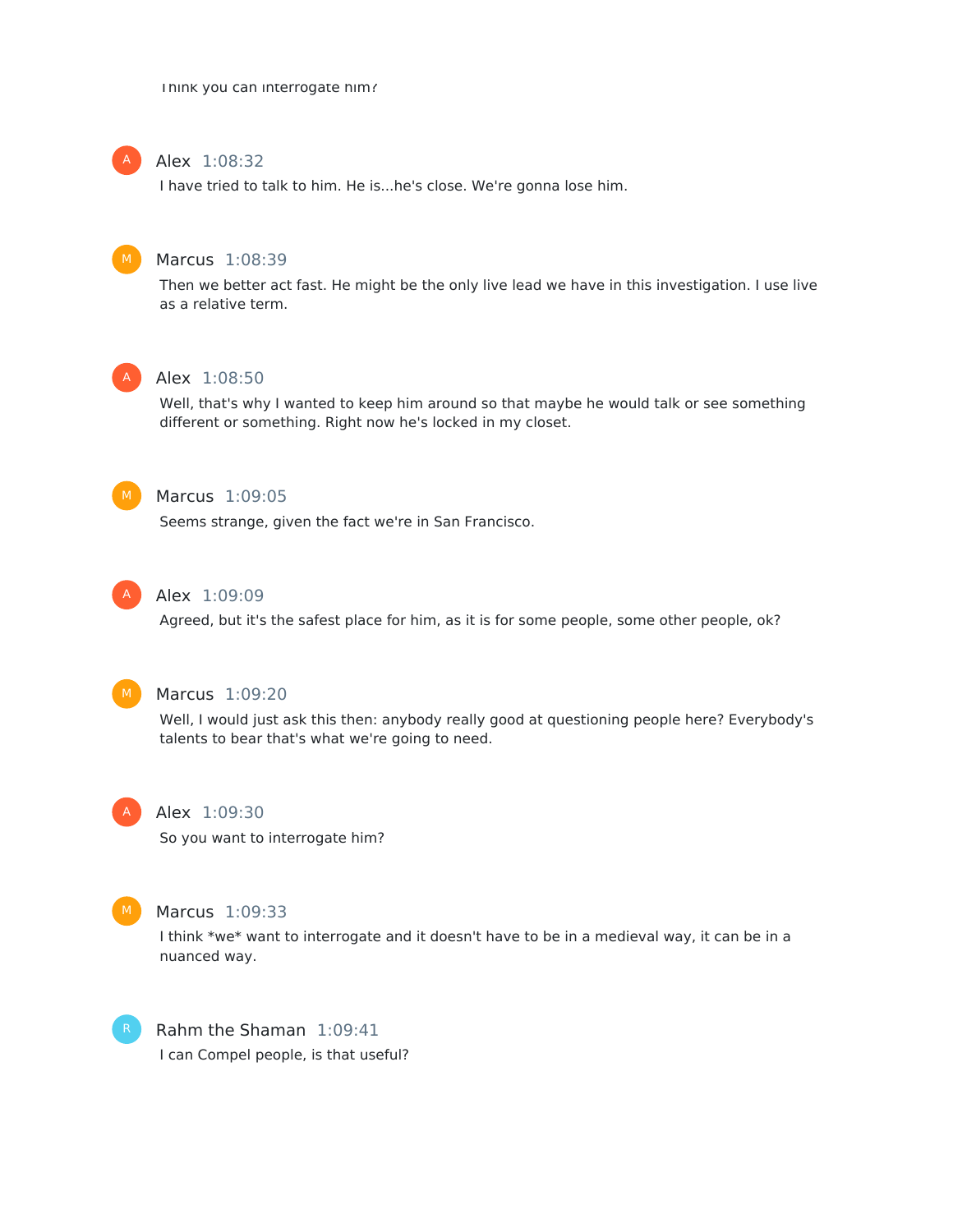Think you can interrogate him?

**Alex** 1:08:32
I have tried to talk to him. He is...he's close. We're gonna lose him.

**Marcus** 1:08:39
Then we better act fast. He might be the only live lead we have in this investigation. I use live as a relative term.

**Alex** 1:08:50
Well, that's why I wanted to keep him around so that maybe he would talk or see something different or something. Right now he's locked in my closet.

**Marcus** 1:09:05
Seems strange, given the fact we're in San Francisco.

**Alex** 1:09:09
Agreed, but it's the safest place for him, as it is for some people, some other people, ok?

**Marcus** 1:09:20
Well, I would just ask this then: anybody really good at questioning people here? Everybody's talents to bear that's what we're going to need.

**Alex** 1:09:30
So you want to interrogate him?

**Marcus** 1:09:33
I think *we* want to interrogate and it doesn't have to be in a medieval way, it can be in a nuanced way.

**Rahm the Shaman** 1:09:41
I can Compel people, is that useful?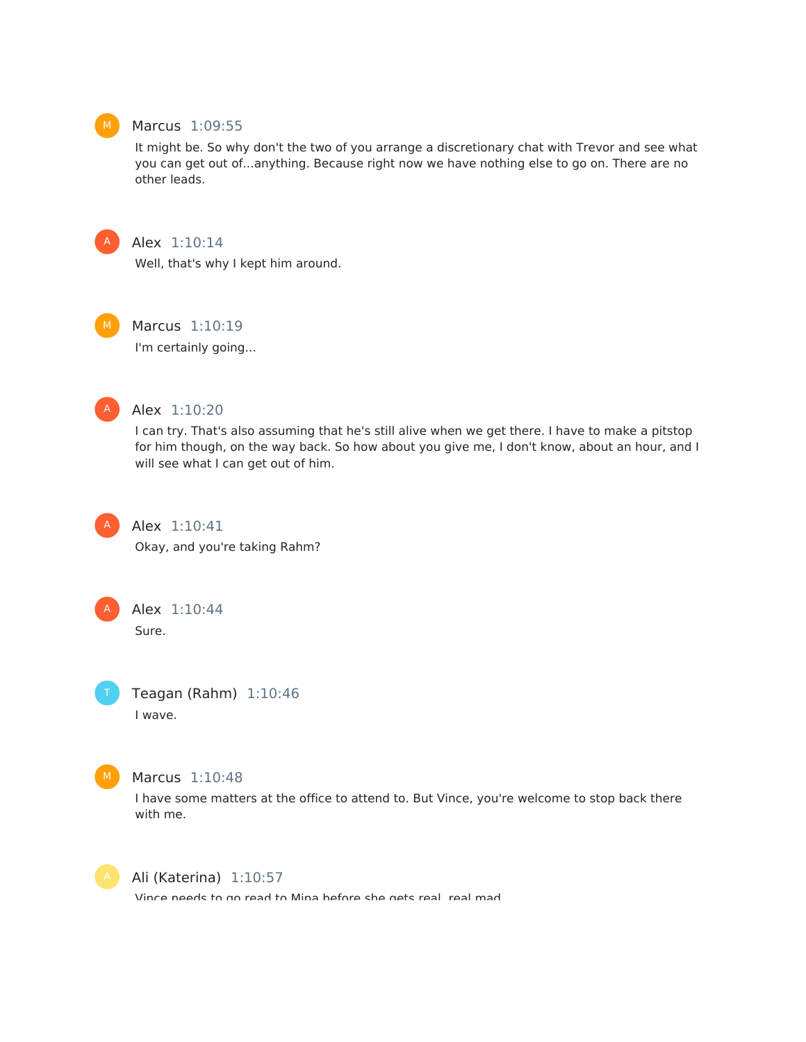**Marcus** 1:09:55

It might be. So why don't the two of you arrange a discretionary chat with Trevor and see what you can get out of...anything. Because right now we have nothing else to go on. There are no other leads.

**Alex** 1:10:14

Well, that's why I kept him around.

**Marcus** 1:10:19

I'm certainly going...

**Alex** 1:10:20

I can try. That's also assuming that he's still alive when we get there. I have to make a pitstop for him though, on the way back. So how about you give me, I don't know, about an hour, and I will see what I can get out of him.

**Alex** 1:10:41

Okay, and you're taking Rahm?

**Alex** 1:10:44

Sure.

**Teagan (Rahm)** 1:10:46

I wave.

**Marcus** 1:10:48

I have some matters at the office to attend to. But Vince, you're welcome to stop back there with me.

**Ali (Katerina)** 1:10:57

Vince needs to go read to Mina before she gets real, real mad.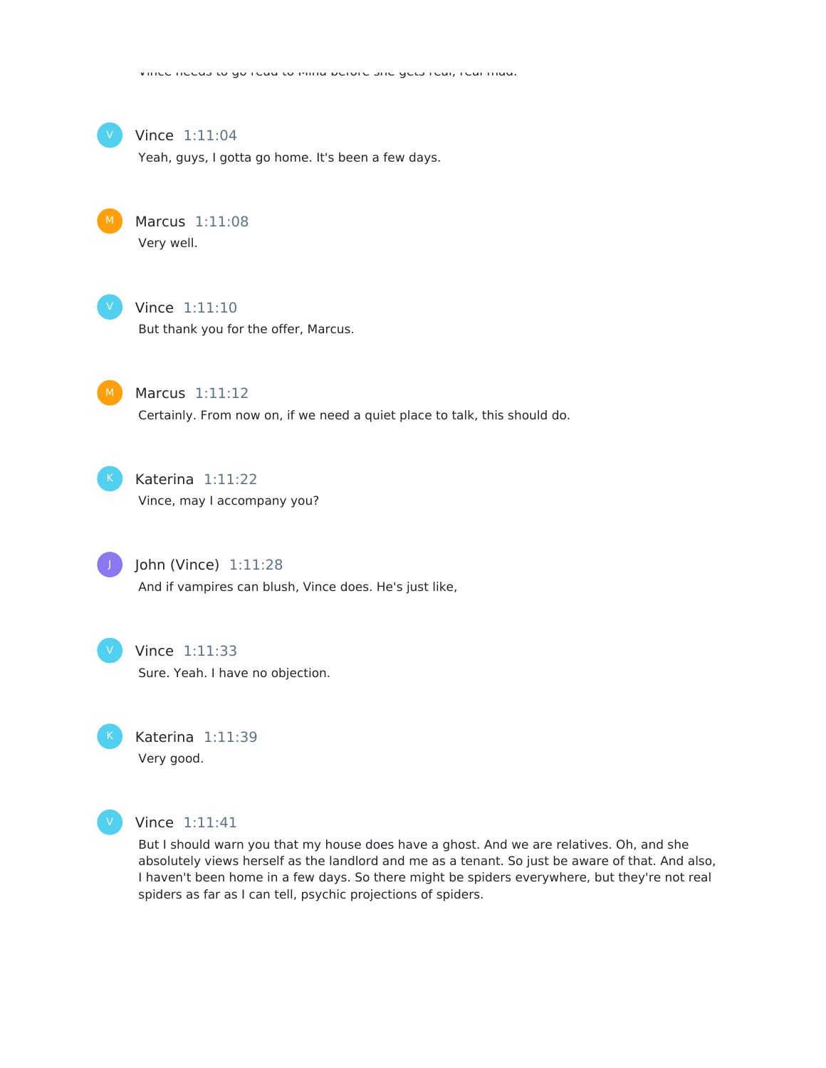Vince needs to go read to Mina before she gets real, real mad.

**Vince** 1:11:04
Yeah, guys, I gotta go home. It's been a few days.

**Marcus** 1:11:08
Very well.

**Vince** 1:11:10
But thank you for the offer, Marcus.

**Marcus** 1:11:12
Certainly. From now on, if we need a quiet place to talk, this should do.

**Katerina** 1:11:22
Vince, may I accompany you?

**John (Vince)** 1:11:28
And if vampires can blush, Vince does. He's just like,

**Vince** 1:11:33
Sure. Yeah. I have no objection.

**Katerina** 1:11:39
Very good.

**Vince** 1:11:41
But I should warn you that my house does have a ghost. And we are relatives. Oh, and she absolutely views herself as the landlord and me as a tenant. So just be aware of that. And also, I haven't been home in a few days. So there might be spiders everywhere, but they're not real spiders as far as I can tell, psychic projections of spiders.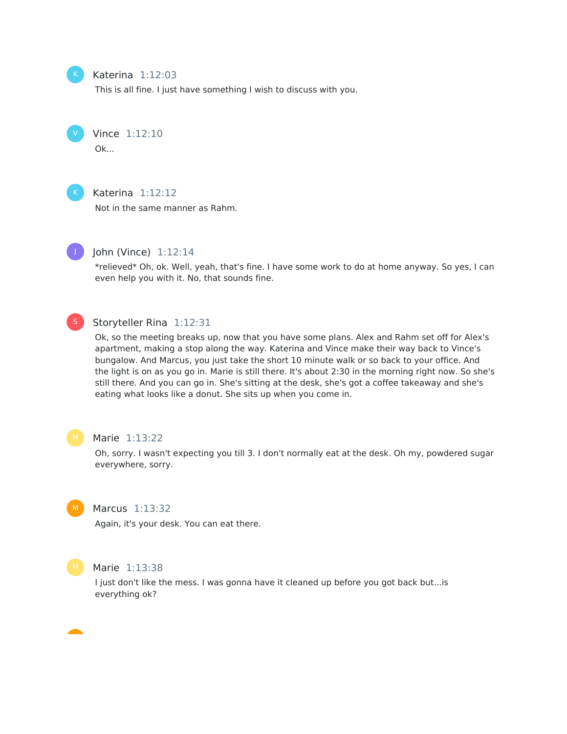Katerina 1:12:03

This is all fine. I just have something I wish to discuss with you.

Vince 1:12:10

Ok...

Katerina 1:12:12

Not in the same manner as Rahm.

John (Vince) 1:12:14

*relieved* Oh, ok. Well, yeah, that's fine. I have some work to do at home anyway. So yes, I can even help you with it. No, that sounds fine.

Storyteller Rina 1:12:31

Ok, so the meeting breaks up, now that you have some plans. Alex and Rahm set off for Alex's apartment, making a stop along the way. Katerina and Vince make their way back to Vince's bungalow. And Marcus, you just take the short 10 minute walk or so back to your office. And the light is on as you go in. Marie is still there. It's about 2:30 in the morning right now. So she's still there. And you can go in. She's sitting at the desk, she's got a coffee takeaway and she's eating what looks like a donut. She sits up when you come in.

Marie 1:13:22

Oh, sorry. I wasn't expecting you till 3. I don't normally eat at the desk. Oh my, powdered sugar everywhere, sorry.

Marcus 1:13:32

Again, it's your desk. You can eat there.

Marie 1:13:38

I just don't like the mess. I was gonna have it cleaned up before you got back but...is everything ok?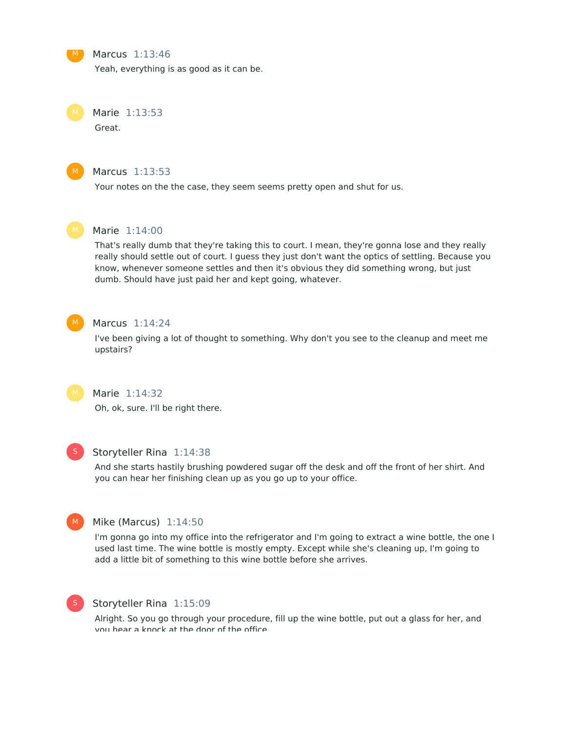Marcus 1:13:46

Yeah, everything is as good as it can be.

Marie 1:13:53

Great.

Marcus 1:13:53

Your notes on the the case, they seem seems pretty open and shut for us.

Marie 1:14:00

That's really dumb that they're taking this to court. I mean, they're gonna lose and they really really should settle out of court. I guess they just don't want the optics of settling. Because you know, whenever someone settles and then it's obvious they did something wrong, but just dumb. Should have just paid her and kept going, whatever.

Marcus 1:14:24

I've been giving a lot of thought to something. Why don't you see to the cleanup and meet me upstairs?

Marie 1:14:32

Oh, ok, sure. I'll be right there.

Storyteller Rina 1:14:38

And she starts hastily brushing powdered sugar off the desk and off the front of her shirt. And you can hear her finishing clean up as you go up to your office.

Mike (Marcus) 1:14:50

I'm gonna go into my office into the refrigerator and I'm going to extract a wine bottle, the one I used last time. The wine bottle is mostly empty. Except while she's cleaning up, I'm going to add a little bit of something to this wine bottle before she arrives.

Storyteller Rina 1:15:09

Alright. So you go through your procedure, fill up the wine bottle, put out a glass for her, and you hear a knock at the door of the office.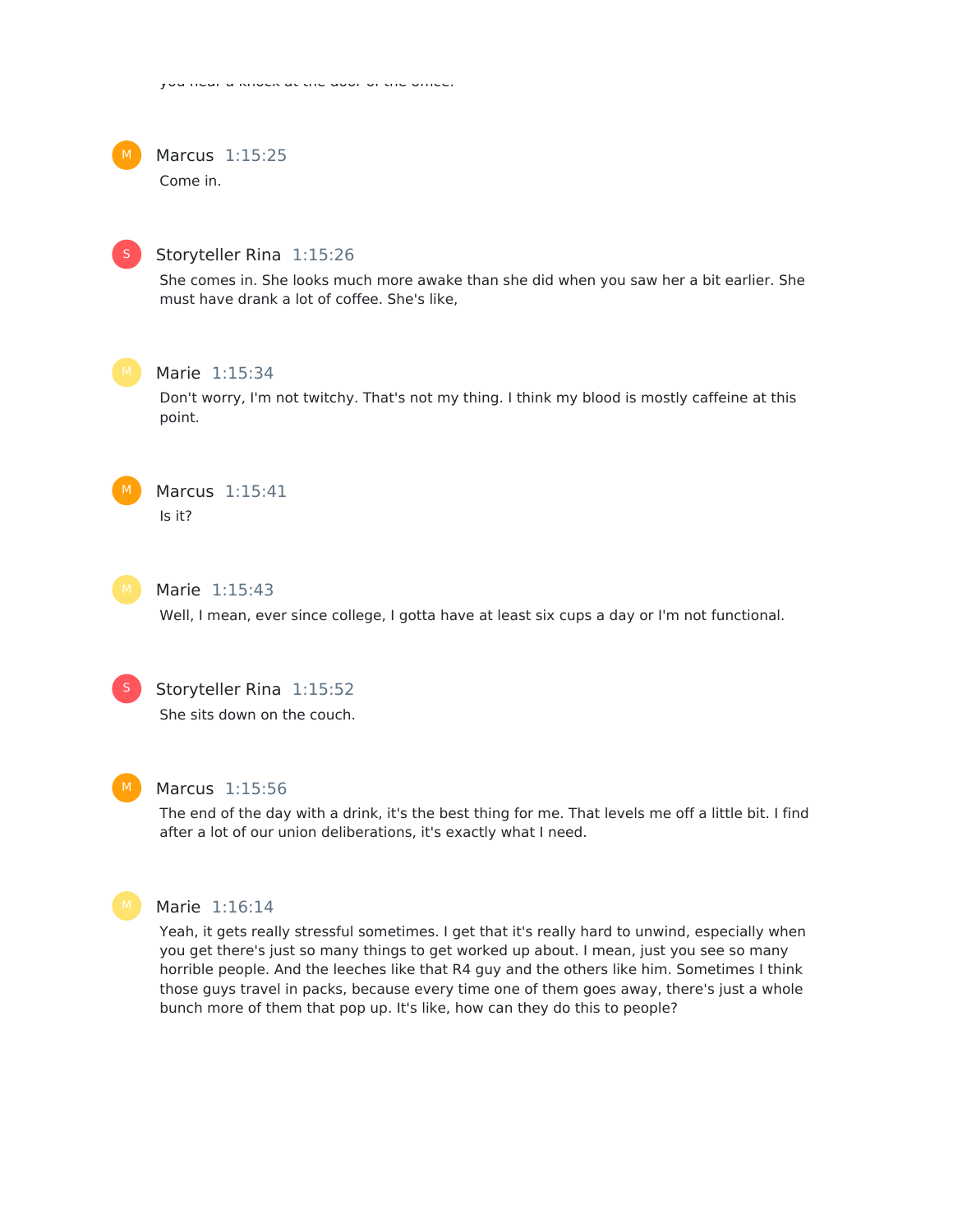you hear a knock at the door of the office.

**Marcus** 1:15:25
Come in.

**Storyteller Rina** 1:15:26
She comes in. She looks much more awake than she did when you saw her a bit earlier. She must have drank a lot of coffee. She's like,

**Marie** 1:15:34
Don't worry, I'm not twitchy. That's not my thing. I think my blood is mostly caffeine at this point.

**Marcus** 1:15:41
Is it?

**Marie** 1:15:43
Well, I mean, ever since college, I gotta have at least six cups a day or I'm not functional.

**Storyteller Rina** 1:15:52
She sits down on the couch.

**Marcus** 1:15:56
The end of the day with a drink, it's the best thing for me. That levels me off a little bit. I find after a lot of our union deliberations, it's exactly what I need.

**Marie** 1:16:14
Yeah, it gets really stressful sometimes. I get that it's really hard to unwind, especially when you get there's just so many things to get worked up about. I mean, just you see so many horrible people. And the leeches like that R4 guy and the others like him. Sometimes I think those guys travel in packs, because every time one of them goes away, there's just a whole bunch more of them that pop up. It's like, how can they do this to people?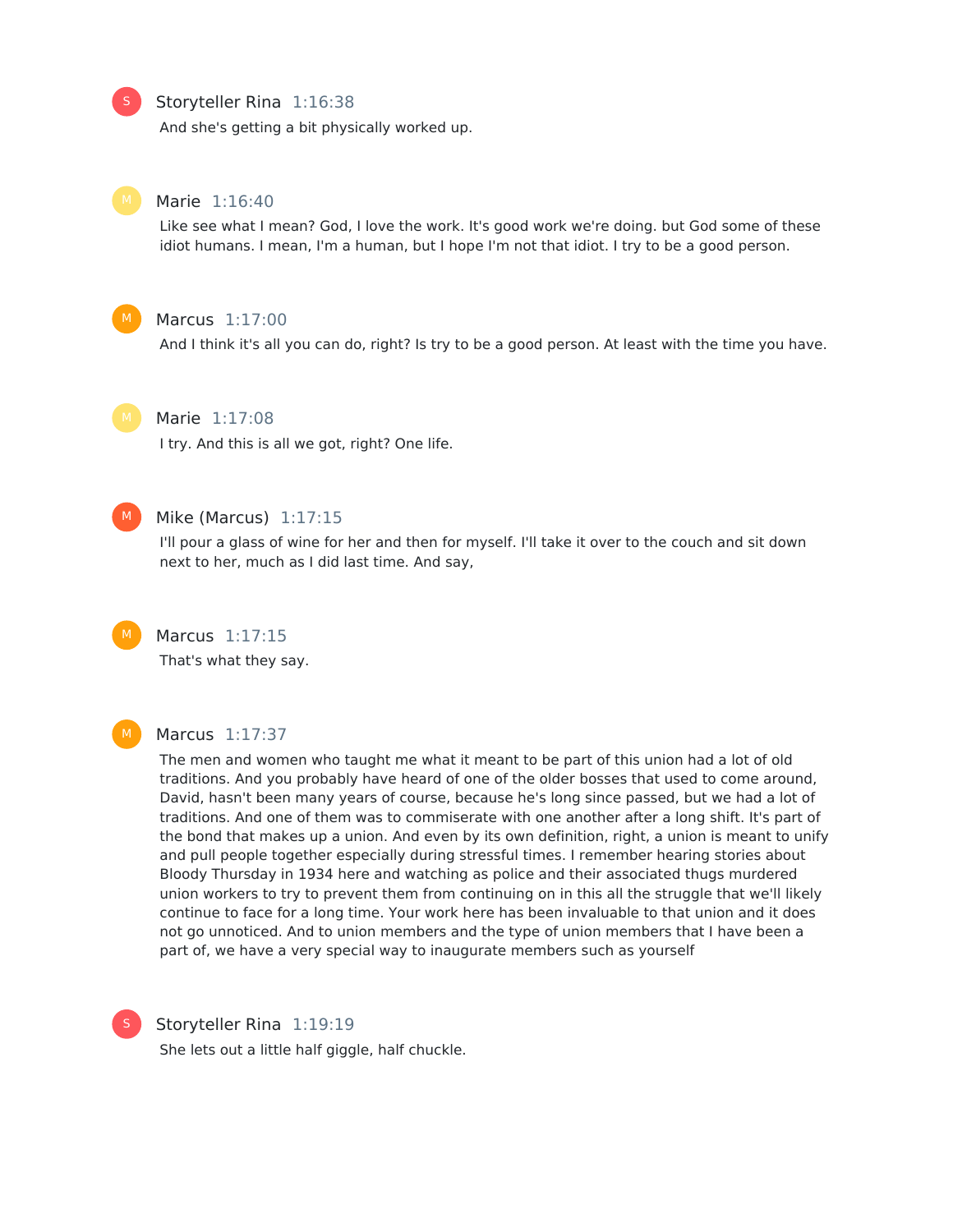**Storyteller Rina** 1:16:38

And she's getting a bit physically worked up.

**Marie** 1:16:40

Like see what I mean? God, I love the work. It's good work we're doing. but God some of these idiot humans. I mean, I'm a human, but I hope I'm not that idiot. I try to be a good person.

**Marcus** 1:17:00

And I think it's all you can do, right? Is try to be a good person. At least with the time you have.

**Marie** 1:17:08

I try. And this is all we got, right? One life.

**Mike (Marcus)** 1:17:15

I'll pour a glass of wine for her and then for myself. I'll take it over to the couch and sit down next to her, much as I did last time. And say,

**Marcus** 1:17:15

That's what they say.

**Marcus** 1:17:37

The men and women who taught me what it meant to be part of this union had a lot of old traditions. And you probably have heard of one of the older bosses that used to come around, David, hasn't been many years of course, because he's long since passed, but we had a lot of traditions. And one of them was to commiserate with one another after a long shift. It's part of the bond that makes up a union. And even by its own definition, right, a union is meant to unify and pull people together especially during stressful times. I remember hearing stories about Bloody Thursday in 1934 here and watching as police and their associated thugs murdered union workers to try to prevent them from continuing on in this all the struggle that we'll likely continue to face for a long time. Your work here has been invaluable to that union and it does not go unnoticed. And to union members and the type of union members that I have been a part of, we have a very special way to inaugurate members such as yourself

**Storyteller Rina** 1:19:19

She lets out a little half giggle, half chuckle.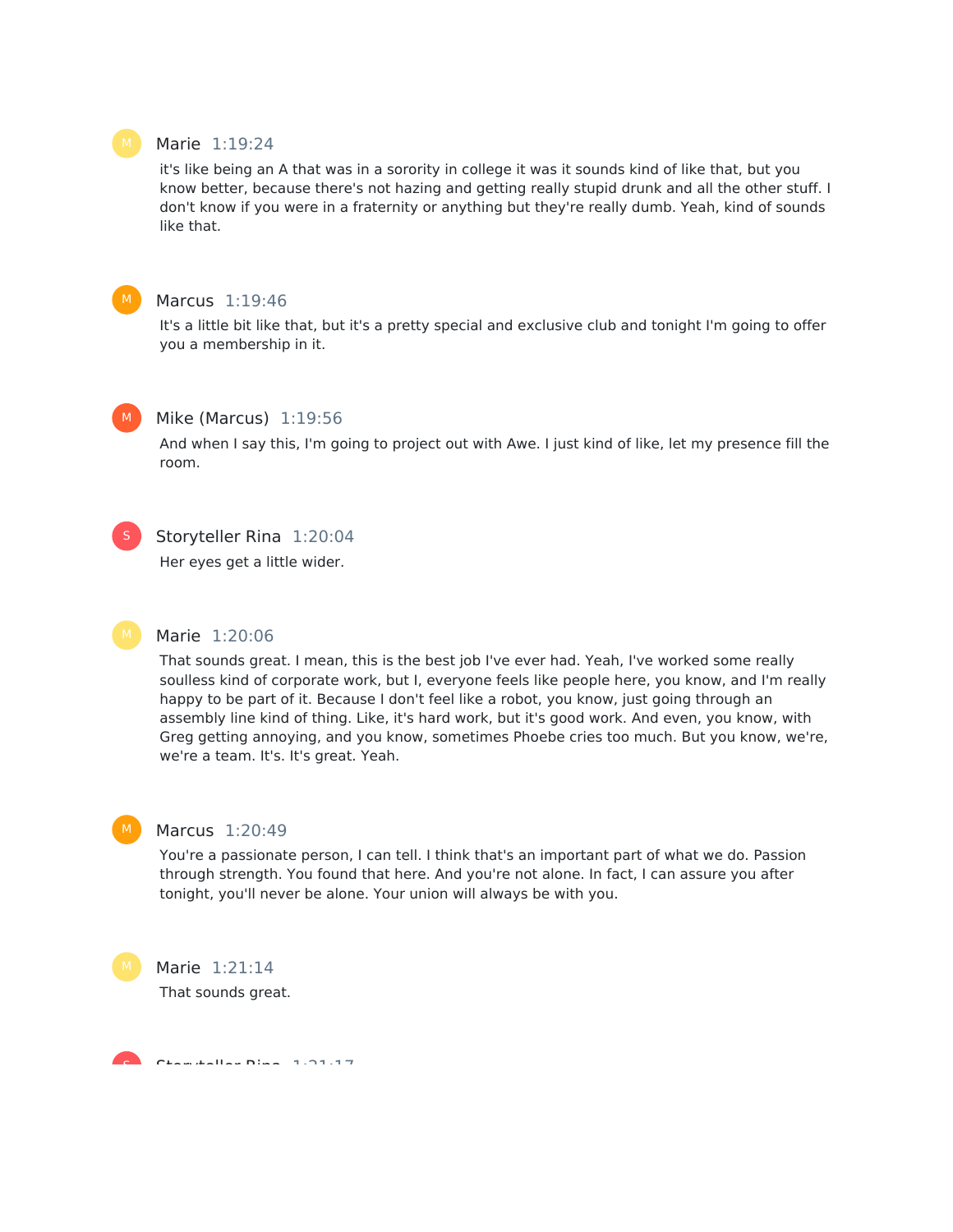**Marie** 1:19:24

it's like being an A that was in a sorority in college it was it sounds kind of like that, but you know better, because there's not hazing and getting really stupid drunk and all the other stuff. I don't know if you were in a fraternity or anything but they're really dumb. Yeah, kind of sounds like that.

**Marcus** 1:19:46

It's a little bit like that, but it's a pretty special and exclusive club and tonight I'm going to offer you a membership in it.

**Mike (Marcus)** 1:19:56

And when I say this, I'm going to project out with Awe. I just kind of like, let my presence fill the room.

**Storyteller Rina** 1:20:04

Her eyes get a little wider.

**Marie** 1:20:06

That sounds great. I mean, this is the best job I've ever had. Yeah, I've worked some really soulless kind of corporate work, but I, everyone feels like people here, you know, and I'm really happy to be part of it. Because I don't feel like a robot, you know, just going through an assembly line kind of thing. Like, it's hard work, but it's good work. And even, you know, with Greg getting annoying, and you know, sometimes Phoebe cries too much. But you know, we're, we're a team. It's. It's great. Yeah.

**Marcus** 1:20:49

You're a passionate person, I can tell. I think that's an important part of what we do. Passion through strength. You found that here. And you're not alone. In fact, I can assure you after tonight, you'll never be alone. Your union will always be with you.

**Marie** 1:21:14

That sounds great.

**Storyteller Rina** 1:21:17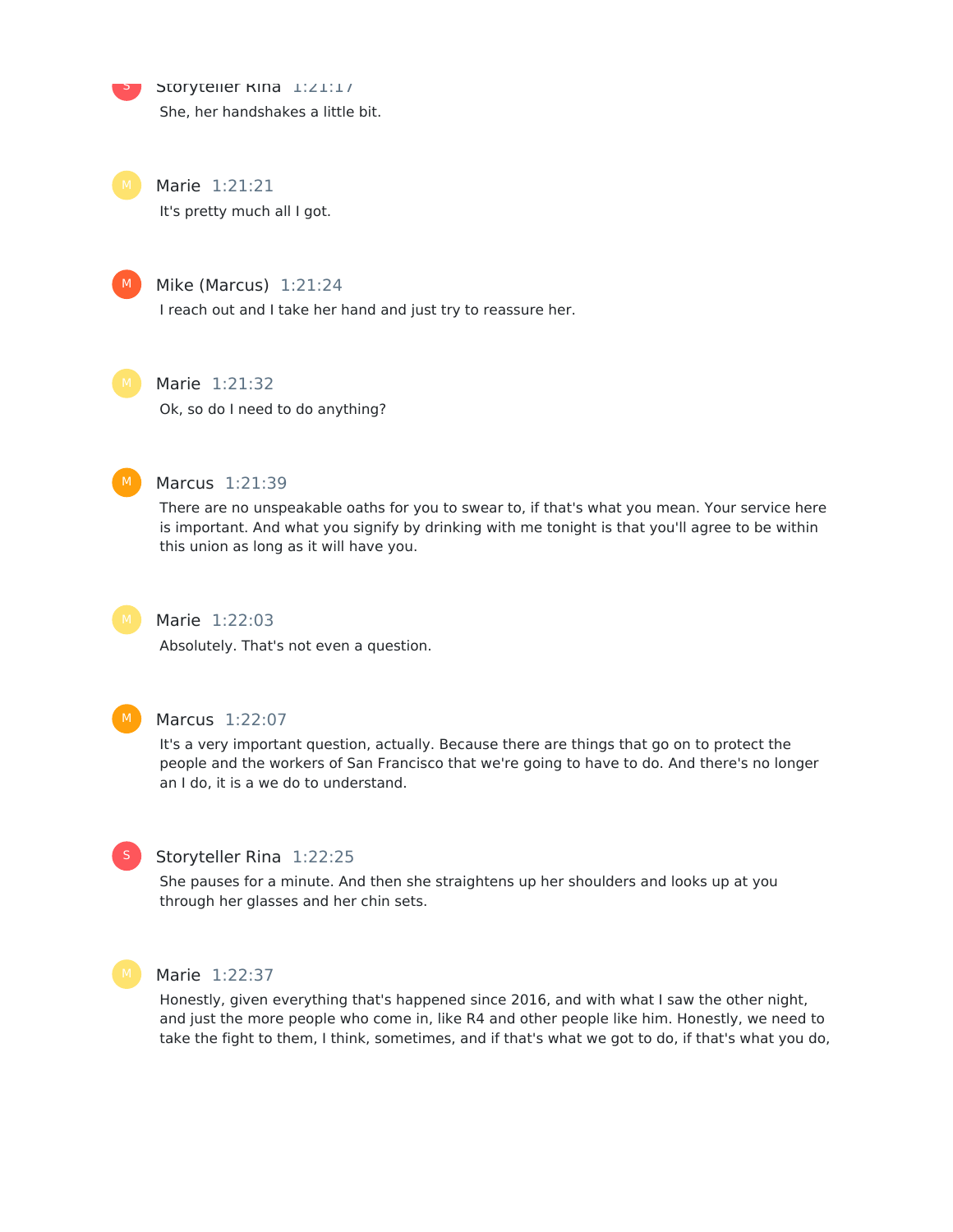**Storyteller Rina** 1:21:17

She, her handshakes a little bit.

**Marie** 1:21:21

It's pretty much all I got.

**Mike (Marcus)** 1:21:24

I reach out and I take her hand and just try to reassure her.

**Marie** 1:21:32

Ok, so do I need to do anything?

**Marcus** 1:21:39

There are no unspeakable oaths for you to swear to, if that's what you mean. Your service here is important. And what you signify by drinking with me tonight is that you'll agree to be within this union as long as it will have you.

**Marie** 1:22:03

Absolutely. That's not even a question.

**Marcus** 1:22:07

It's a very important question, actually. Because there are things that go on to protect the people and the workers of San Francisco that we're going to have to do. And there's no longer an I do, it is a we do to understand.

**Storyteller Rina** 1:22:25

She pauses for a minute. And then she straightens up her shoulders and looks up at you through her glasses and her chin sets.

**Marie** 1:22:37

Honestly, given everything that's happened since 2016, and with what I saw the other night, and just the more people who come in, like R4 and other people like him. Honestly, we need to take the fight to them, I think, sometimes, and if that's what we got to do, if that's what you do,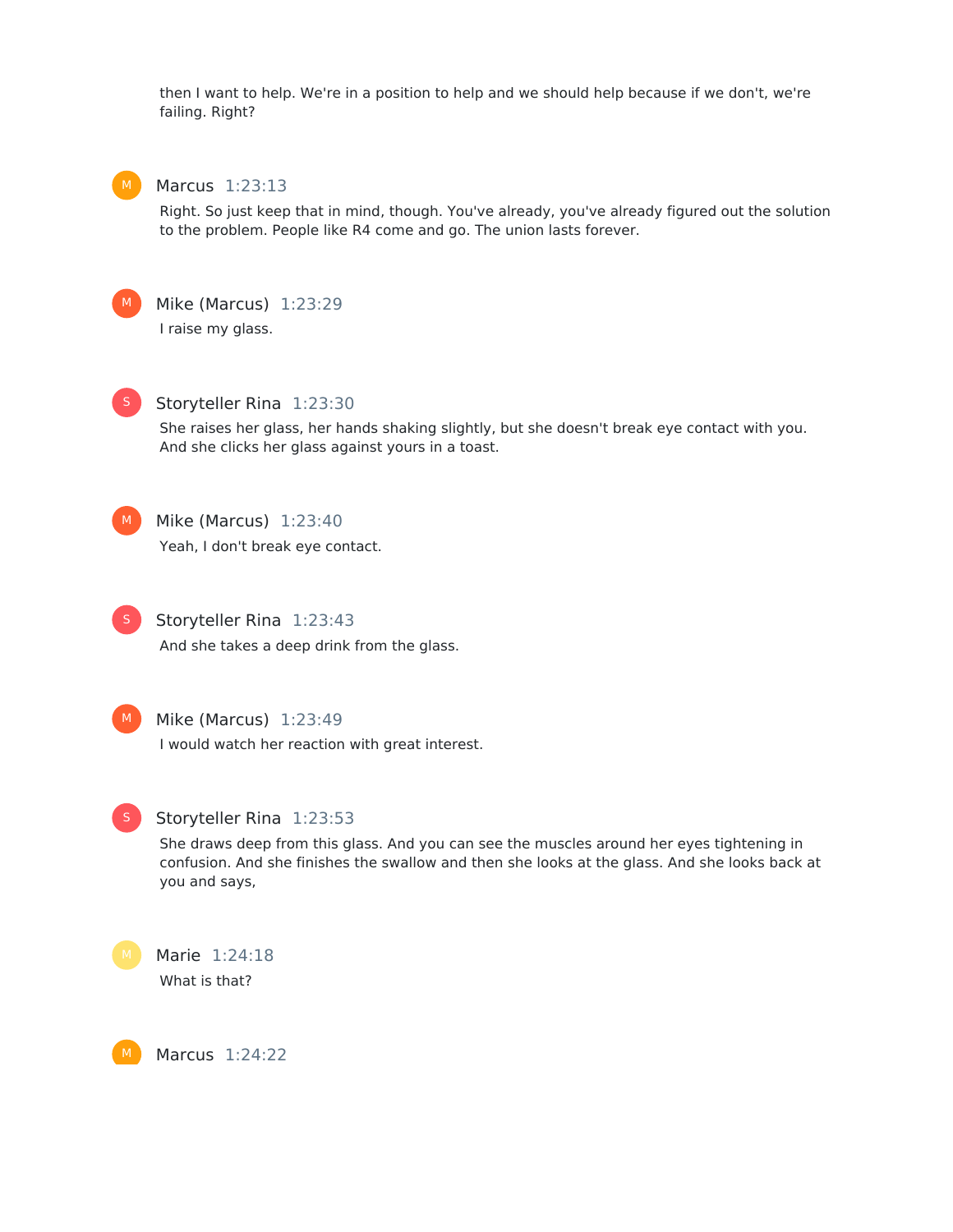then I want to help. We're in a position to help and we should help because if we don't, we're failing. Right?

**Marcus** 1:23:13

Right. So just keep that in mind, though. You've already, you've already figured out the solution to the problem. People like R4 come and go. The union lasts forever.

**Mike (Marcus)** 1:23:29

I raise my glass.

**Storyteller Rina** 1:23:30

She raises her glass, her hands shaking slightly, but she doesn't break eye contact with you. And she clicks her glass against yours in a toast.

**Mike (Marcus)** 1:23:40

Yeah, I don't break eye contact.

**Storyteller Rina** 1:23:43

And she takes a deep drink from the glass.

**Mike (Marcus)** 1:23:49

I would watch her reaction with great interest.

**Storyteller Rina** 1:23:53

She draws deep from this glass. And you can see the muscles around her eyes tightening in confusion. And she finishes the swallow and then she looks at the glass. And she looks back at you and says,

**Marie** 1:24:18

What is that?

**Marcus** 1:24:22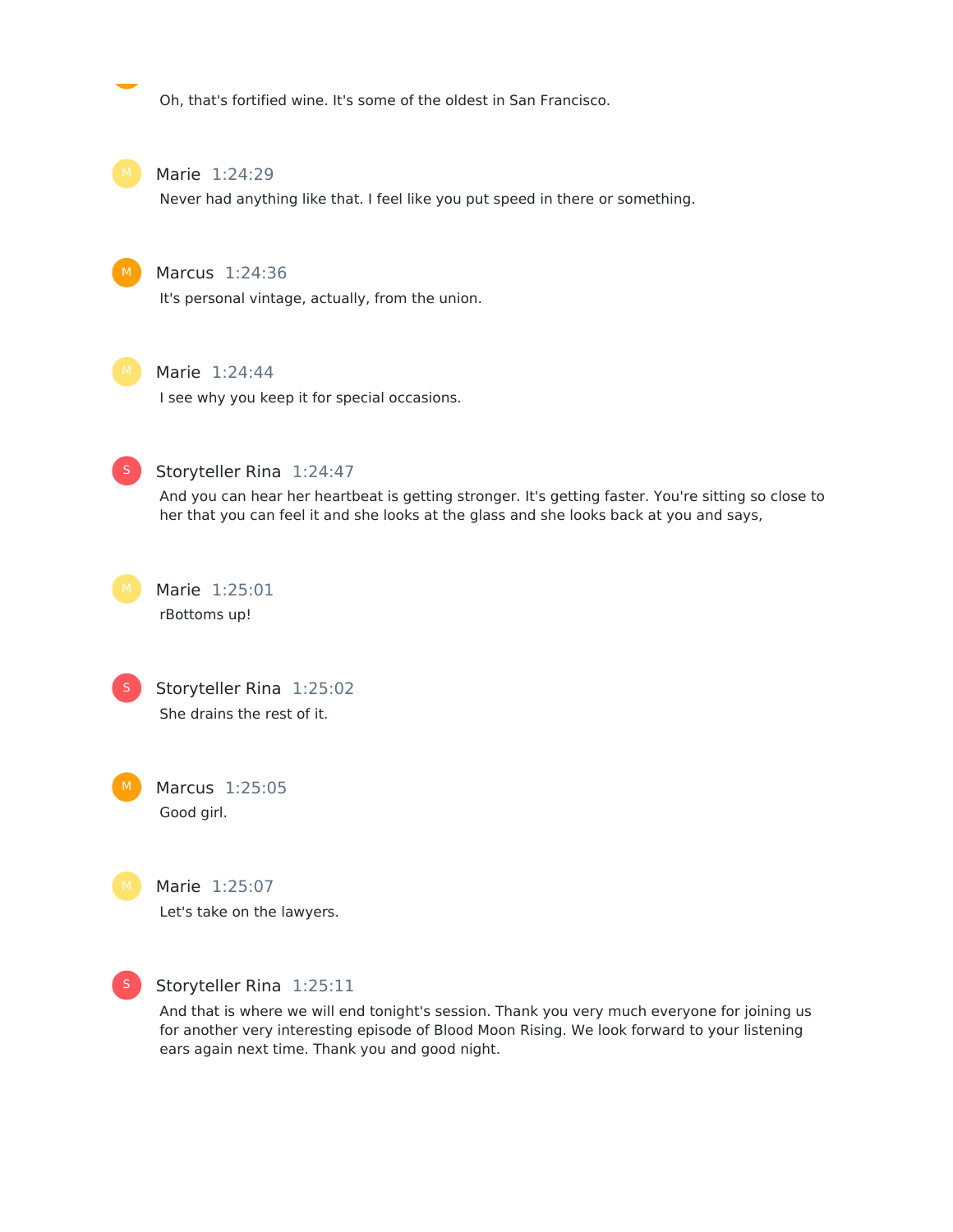Oh, that's fortified wine. It's some of the oldest in San Francisco.

Marie 1:24:29

Never had anything like that. I feel like you put speed in there or something.

Marcus 1:24:36

It's personal vintage, actually, from the union.

Marie 1:24:44

I see why you keep it for special occasions.

Storyteller Rina 1:24:47

And you can hear her heartbeat is getting stronger. It's getting faster. You're sitting so close to her that you can feel it and she looks at the glass and she looks back at you and says,

Marie 1:25:01

rBottoms up!

Storyteller Rina 1:25:02

She drains the rest of it.

Marcus 1:25:05

Good girl.

Marie 1:25:07

Let's take on the lawyers.

Storyteller Rina 1:25:11

And that is where we will end tonight's session. Thank you very much everyone for joining us for another very interesting episode of Blood Moon Rising. We look forward to your listening ears again next time. Thank you and good night.